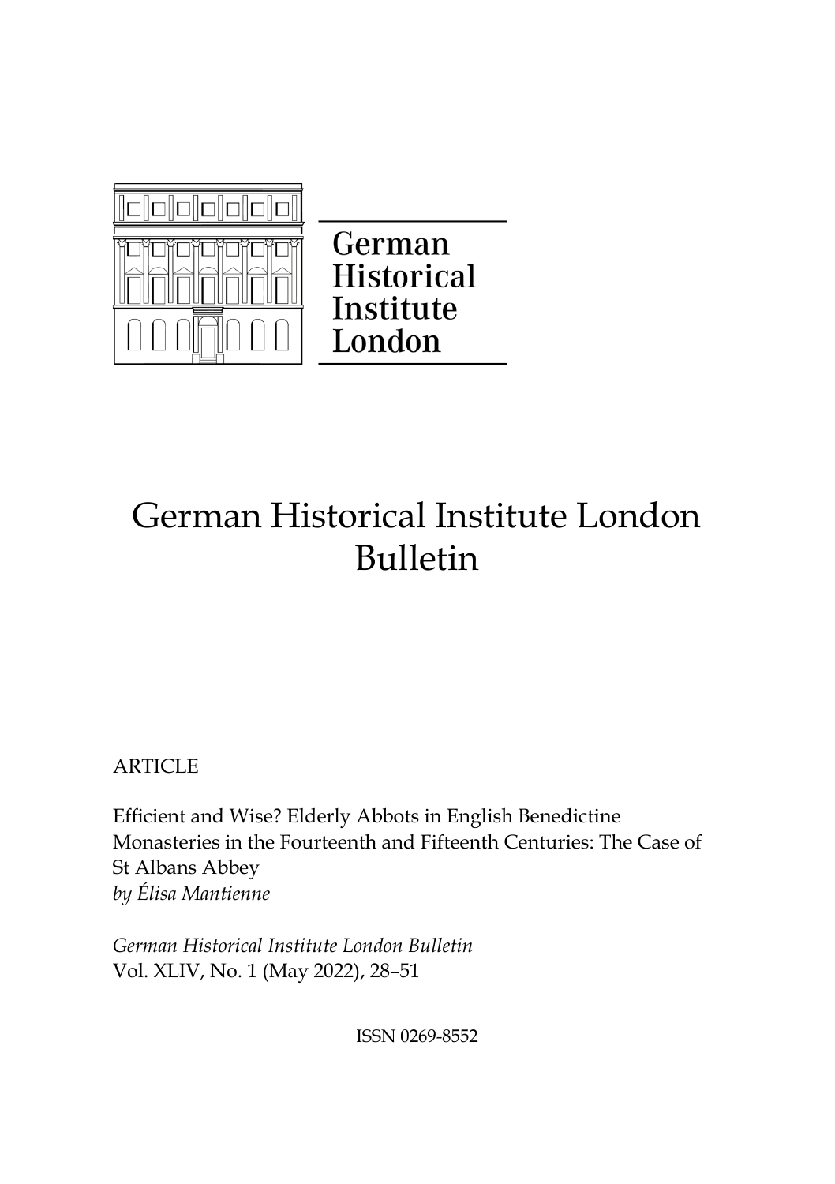German Historical Institute London

# German Historical Institute London Bulletin

ARTICLE

Efficient and Wise? Elderly Abbots in English Benedictine Monasteries in the Fourteenth and Fifteenth Centuries: The Case of St Albans Abbey
*by Élisa Mantienne*

*German Historical Institute London Bulletin*
Vol. XLIV, No. 1 (May 2022), 28–51

ISSN 0269-8552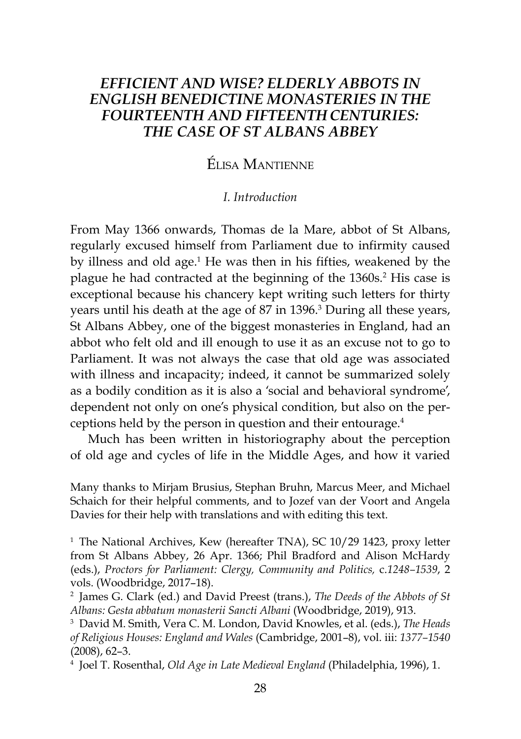# *EFFICIENT AND WISE? ELDERLY ABBOTS IN ENGLISH BENEDICTINE MONASTERIES IN THE FOURTEENTH AND FIFTEENTH CENTURIES: THE CASE OF ST ALBANS ABBEY*

## Élisa Mantienne

### *I. Introduction*

From May 1366 onwards, Thomas de la Mare, abbot of St Albans, regularly excused himself from Parliament due to infirmity caused by illness and old age.[1] He was then in his fifties, weakened by the plague he had contracted at the beginning of the 1360s.[2] His case is exceptional because his chancery kept writing such letters for thirty years until his death at the age of 87 in 1396.[3] During all these years, St Albans Abbey, one of the biggest monasteries in England, had an abbot who felt old and ill enough to use it as an excuse not to go to Parliament. It was not always the case that old age was associated with illness and incapacity; indeed, it cannot be summarized solely as a bodily condition as it is also a 'social and behavioral syndrome', dependent not only on one's physical condition, but also on the perceptions held by the person in question and their entourage.[4]

Much has been written in historiography about the perception of old age and cycles of life in the Middle Ages, and how it varied

Many thanks to Mirjam Brusius, Stephan Bruhn, Marcus Meer, and Michael Schaich for their helpful comments, and to Jozef van der Voort and Angela Davies for their help with translations and with editing this text.

[1] The National Archives, Kew (hereafter TNA), SC 10/29 1423, proxy letter from St Albans Abbey, 26 Apr. 1366; Phil Bradford and Alison McHardy (eds.), *Proctors for Parliament: Clergy, Community and Politics,* c.*1248–1539*, 2 vols. (Woodbridge, 2017–18).

[2] James G. Clark (ed.) and David Preest (trans.), *The Deeds of the Abbots of St Albans: Gesta abbatum monasterii Sancti Albani* (Woodbridge, 2019), 913.

[3] David M. Smith, Vera C. M. London, David Knowles, et al. (eds.), *The Heads of Religious Houses: England and Wales* (Cambridge, 2001–8), vol. iii: *1377–1540* (2008), 62–3.

[4] Joel T. Rosenthal, *Old Age in Late Medieval England* (Philadelphia, 1996), 1.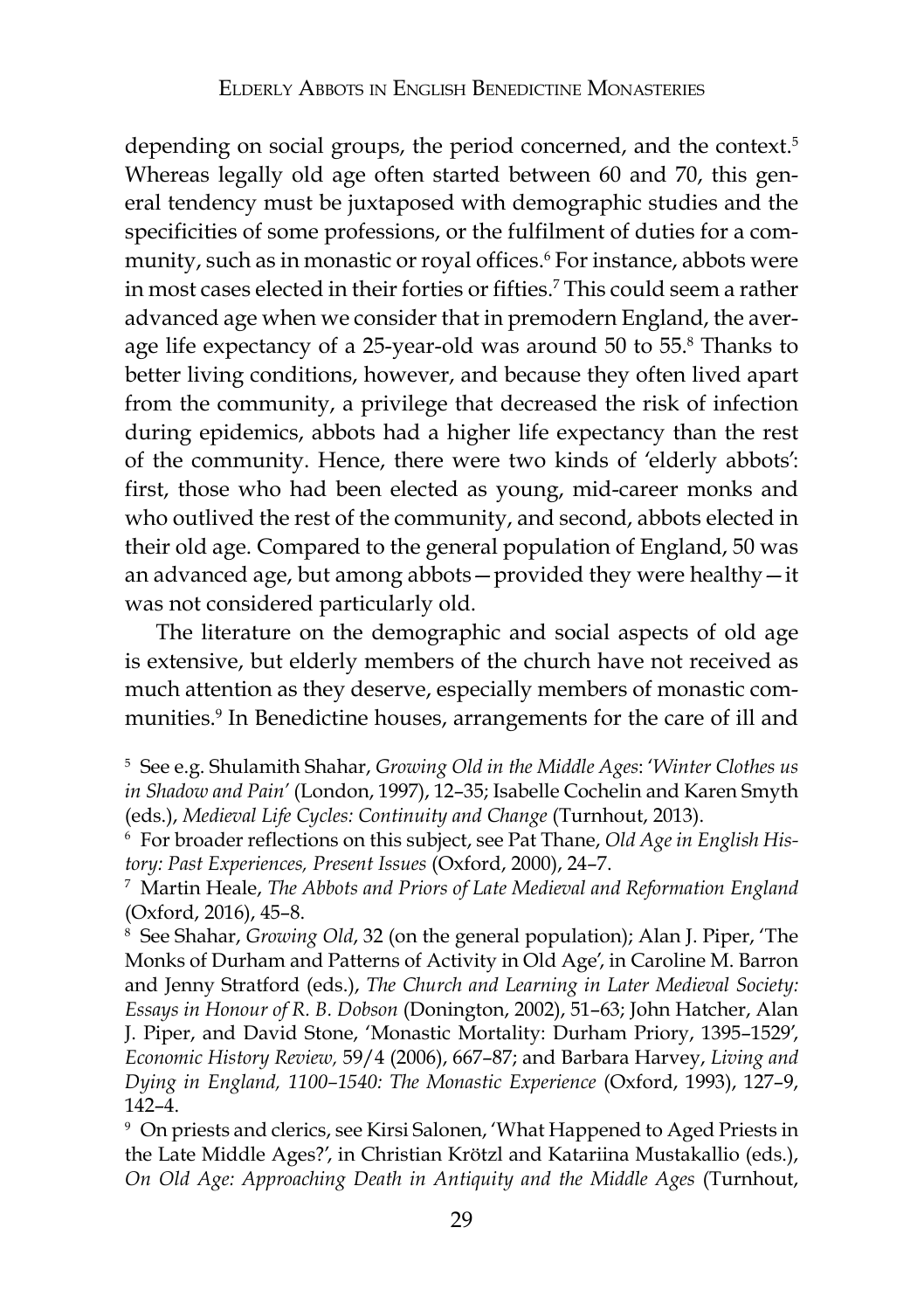depending on social groups, the period concerned, and the context.[5] Whereas legally old age often started between 60 and 70, this general tendency must be juxtaposed with demographic studies and the specificities of some professions, or the fulfilment of duties for a community, such as in monastic or royal offices.[6] For instance, abbots were in most cases elected in their forties or fifties.[7] This could seem a rather advanced age when we consider that in premodern England, the average life expectancy of a 25-year-old was around 50 to 55.[8] Thanks to better living conditions, however, and because they often lived apart from the community, a privilege that decreased the risk of infection during epidemics, abbots had a higher life expectancy than the rest of the community. Hence, there were two kinds of 'elderly abbots': first, those who had been elected as young, mid-career monks and who outlived the rest of the community, and second, abbots elected in their old age. Compared to the general population of England, 50 was an advanced age, but among abbots—provided they were healthy—it was not considered particularly old.

The literature on the demographic and social aspects of old age is extensive, but elderly members of the church have not received as much attention as they deserve, especially members of monastic communities.[9] In Benedictine houses, arrangements for the care of ill and

[5] See e.g. Shulamith Shahar, *Growing Old in the Middle Ages*: '*Winter Clothes us in Shadow and Pain*' (London, 1997), 12–35; Isabelle Cochelin and Karen Smyth (eds.), *Medieval Life Cycles: Continuity and Change* (Turnhout, 2013).

[6] For broader reflections on this subject, see Pat Thane, *Old Age in English History: Past Experiences, Present Issues* (Oxford, 2000), 24–7.

[7] Martin Heale, *The Abbots and Priors of Late Medieval and Reformation England* (Oxford, 2016), 45–8.

[8] See Shahar, *Growing Old*, 32 (on the general population); Alan J. Piper, 'The Monks of Durham and Patterns of Activity in Old Age', in Caroline M. Barron and Jenny Stratford (eds.), *The Church and Learning in Later Medieval Society: Essays in Honour of R. B. Dobson* (Donington, 2002), 51–63; John Hatcher, Alan J. Piper, and David Stone, 'Monastic Mortality: Durham Priory, 1395–1529', *Economic History Review,* 59/4 (2006), 667–87; and Barbara Harvey, *Living and Dying in England, 1100–1540: The Monastic Experience* (Oxford, 1993), 127–9, 142–4.

[9] On priests and clerics, see Kirsi Salonen, 'What Happened to Aged Priests in the Late Middle Ages?', in Christian Krötzl and Katariina Mustakallio (eds.), *On Old Age: Approaching Death in Antiquity and the Middle Ages* (Turnhout,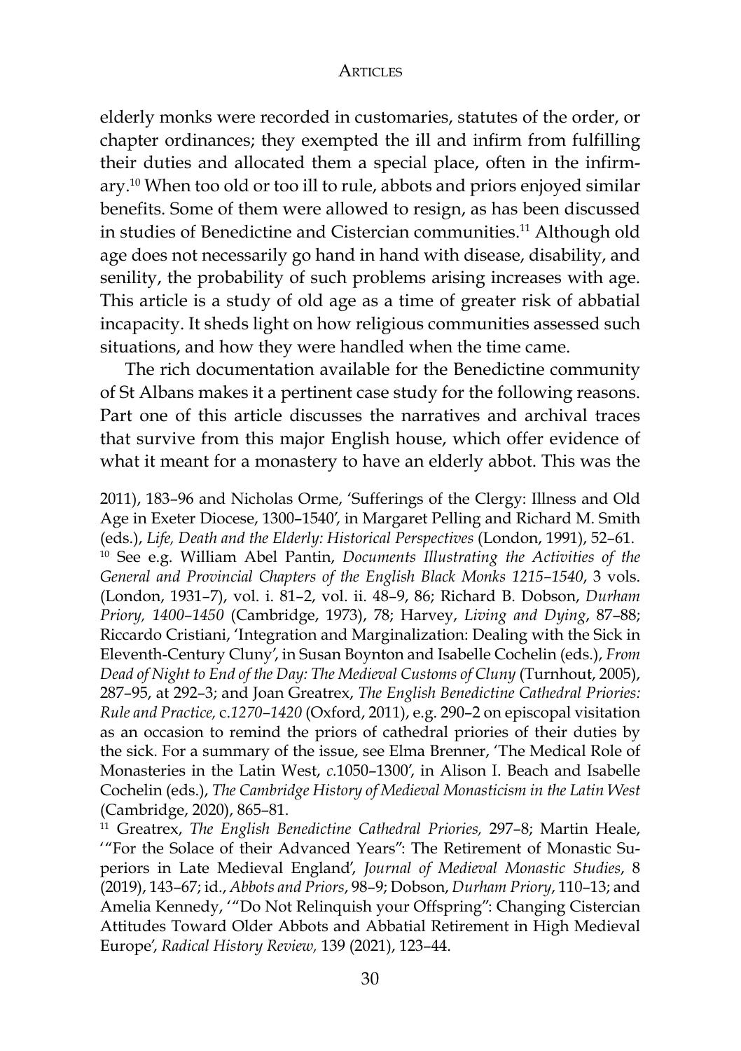elderly monks were recorded in customaries, statutes of the order, or chapter ordinances; they exempted the ill and infirm from fulfilling their duties and allocated them a special place, often in the infirmary.[10] When too old or too ill to rule, abbots and priors enjoyed similar benefits. Some of them were allowed to resign, as has been discussed in studies of Benedictine and Cistercian communities.[11] Although old age does not necessarily go hand in hand with disease, disability, and senility, the probability of such problems arising increases with age. This article is a study of old age as a time of greater risk of abbatial incapacity. It sheds light on how religious communities assessed such situations, and how they were handled when the time came.

The rich documentation available for the Benedictine community of St Albans makes it a pertinent case study for the following reasons. Part one of this article discusses the narratives and archival traces that survive from this major English house, which offer evidence of what it meant for a monastery to have an elderly abbot. This was the

2011), 183–96 and Nicholas Orme, 'Sufferings of the Clergy: Illness and Old Age in Exeter Diocese, 1300–1540', in Margaret Pelling and Richard M. Smith (eds.), *Life, Death and the Elderly: Historical Perspectives* (London, 1991), 52–61.

[10] See e.g. William Abel Pantin, *Documents Illustrating the Activities of the General and Provincial Chapters of the English Black Monks 1215–1540*, 3 vols. (London, 1931–7), vol. i. 81–2, vol. ii. 48–9, 86; Richard B. Dobson, *Durham Priory, 1400–1450* (Cambridge, 1973), 78; Harvey, *Living and Dying*, 87–88; Riccardo Cristiani, 'Integration and Marginalization: Dealing with the Sick in Eleventh-Century Cluny', in Susan Boynton and Isabelle Cochelin (eds.), *From Dead of Night to End of the Day: The Medieval Customs of Cluny* (Turnhout, 2005), 287–95, at 292–3; and Joan Greatrex, *The English Benedictine Cathedral Priories: Rule and Practice, c.1270–1420* (Oxford, 2011), e.g. 290–2 on episcopal visitation as an occasion to remind the priors of cathedral priories of their duties by the sick. For a summary of the issue, see Elma Brenner, 'The Medical Role of Monasteries in the Latin West, *c.*1050–1300', in Alison I. Beach and Isabelle Cochelin (eds.), *The Cambridge History of Medieval Monasticism in the Latin West* (Cambridge, 2020), 865–81.

[11] Greatrex, *The English Benedictine Cathedral Priories,* 297–8; Martin Heale, '"For the Solace of their Advanced Years": The Retirement of Monastic Superiors in Late Medieval England', *Journal of Medieval Monastic Studies*, 8 (2019), 143–67; id., *Abbots and Priors*, 98–9; Dobson, *Durham Priory*, 110–13; and Amelia Kennedy, '"Do Not Relinquish your Offspring": Changing Cistercian Attitudes Toward Older Abbots and Abbatial Retirement in High Medieval Europe', *Radical History Review,* 139 (2021), 123–44.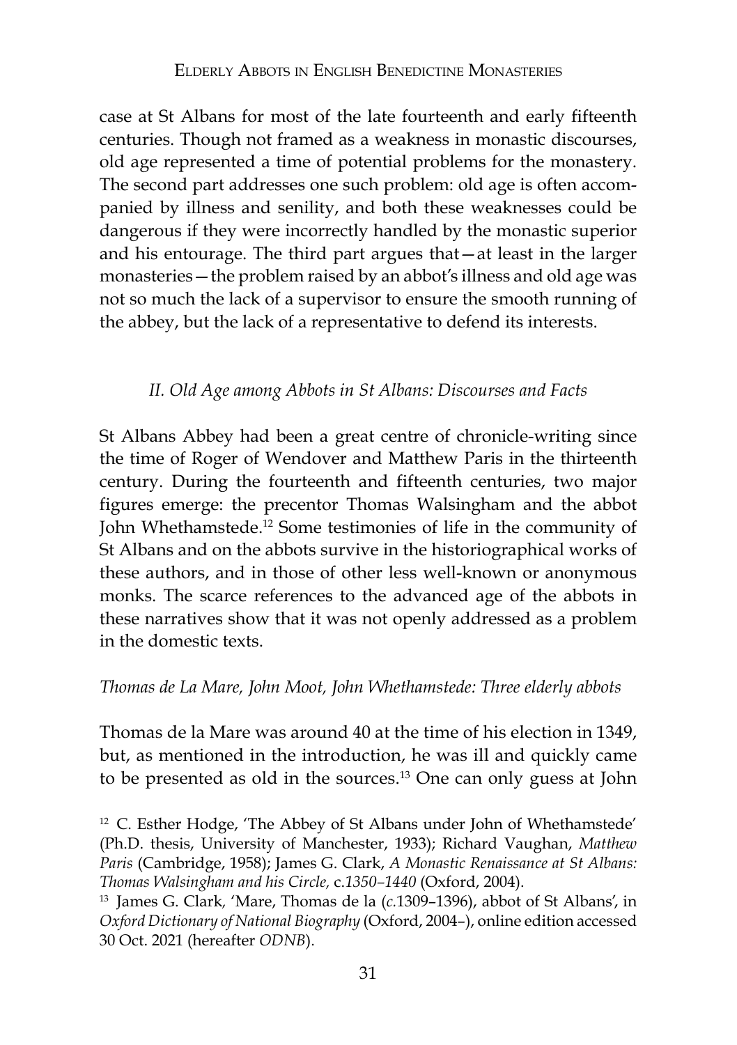case at St Albans for most of the late fourteenth and early fifteenth centuries. Though not framed as a weakness in monastic discourses, old age represented a time of potential problems for the monastery. The second part addresses one such problem: old age is often accompanied by illness and senility, and both these weaknesses could be dangerous if they were incorrectly handled by the monastic superior and his entourage. The third part argues that—at least in the larger monasteries—the problem raised by an abbot's illness and old age was not so much the lack of a supervisor to ensure the smooth running of the abbey, but the lack of a representative to defend its interests.

## *II. Old Age among Abbots in St Albans: Discourses and Facts*

St Albans Abbey had been a great centre of chronicle-writing since the time of Roger of Wendover and Matthew Paris in the thirteenth century. During the fourteenth and fifteenth centuries, two major figures emerge: the precentor Thomas Walsingham and the abbot John Whethamstede.[12] Some testimonies of life in the community of St Albans and on the abbots survive in the historiographical works of these authors, and in those of other less well-known or anonymous monks. The scarce references to the advanced age of the abbots in these narratives show that it was not openly addressed as a problem in the domestic texts.

### *Thomas de La Mare, John Moot, John Whethamstede: Three elderly abbots*

Thomas de la Mare was around 40 at the time of his election in 1349, but, as mentioned in the introduction, he was ill and quickly came to be presented as old in the sources.[13] One can only guess at John

[12] C. Esther Hodge, 'The Abbey of St Albans under John of Whethamstede' (Ph.D. thesis, University of Manchester, 1933); Richard Vaughan, *Matthew Paris* (Cambridge, 1958); James G. Clark, *A Monastic Renaissance at St Albans: Thomas Walsingham and his Circle,* c.*1350–1440* (Oxford, 2004).

[13] James G. Clark, 'Mare, Thomas de la (*c*.1309–1396), abbot of St Albans', in *Oxford Dictionary of National Biography* (Oxford, 2004–), online edition accessed 30 Oct. 2021 (hereafter *ODNB*).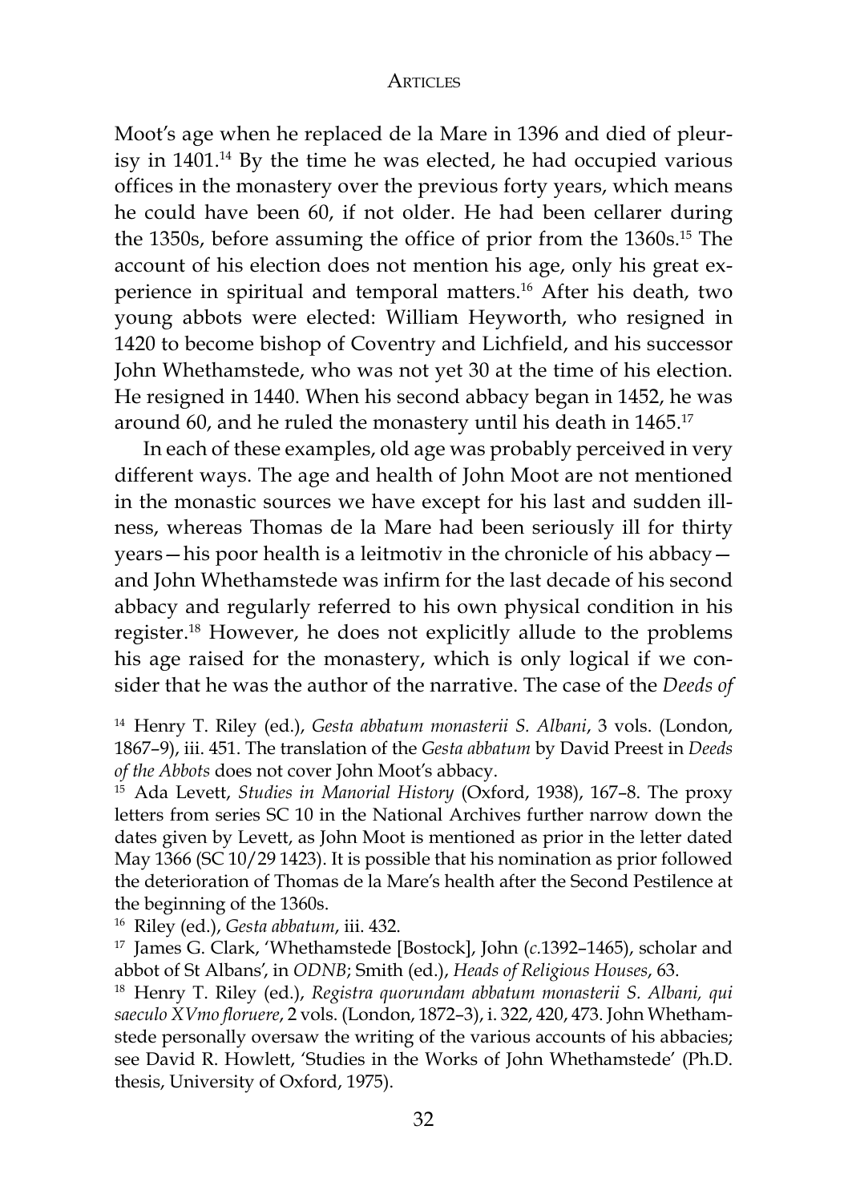Moot's age when he replaced de la Mare in 1396 and died of pleurisy in 1401.[14] By the time he was elected, he had occupied various offices in the monastery over the previous forty years, which means he could have been 60, if not older. He had been cellarer during the 1350s, before assuming the office of prior from the 1360s.[15] The account of his election does not mention his age, only his great experience in spiritual and temporal matters.[16] After his death, two young abbots were elected: William Heyworth, who resigned in 1420 to become bishop of Coventry and Lichfield, and his successor John Whethamstede, who was not yet 30 at the time of his election. He resigned in 1440. When his second abbacy began in 1452, he was around 60, and he ruled the monastery until his death in 1465.[17]

In each of these examples, old age was probably perceived in very different ways. The age and health of John Moot are not mentioned in the monastic sources we have except for his last and sudden illness, whereas Thomas de la Mare had been seriously ill for thirty years—his poor health is a leitmotiv in the chronicle of his abbacy—and John Whethamstede was infirm for the last decade of his second abbacy and regularly referred to his own physical condition in his register.[18] However, he does not explicitly allude to the problems his age raised for the monastery, which is only logical if we consider that he was the author of the narrative. The case of the *Deeds of*

[14] Henry T. Riley (ed.), *Gesta abbatum monasterii S. Albani*, 3 vols. (London, 1867–9), iii. 451. The translation of the *Gesta abbatum* by David Preest in *Deeds of the Abbots* does not cover John Moot's abbacy.

[15] Ada Levett, *Studies in Manorial History* (Oxford, 1938), 167–8. The proxy letters from series SC 10 in the National Archives further narrow down the dates given by Levett, as John Moot is mentioned as prior in the letter dated May 1366 (SC 10/29 1423). It is possible that his nomination as prior followed the deterioration of Thomas de la Mare's health after the Second Pestilence at the beginning of the 1360s.

[16] Riley (ed.), *Gesta abbatum*, iii. 432.

[17] James G. Clark, 'Whethamstede [Bostock], John (*c.*1392–1465), scholar and abbot of St Albans', in *ODNB*; Smith (ed.), *Heads of Religious Houses*, 63.

[18] Henry T. Riley (ed.), *Registra quorundam abbatum monasterii S. Albani, qui saeculo XVmo floruere*, 2 vols. (London, 1872–3), i. 322, 420, 473. John Whethamstede personally oversaw the writing of the various accounts of his abbacies; see David R. Howlett, 'Studies in the Works of John Whethamstede' (Ph.D. thesis, University of Oxford, 1975).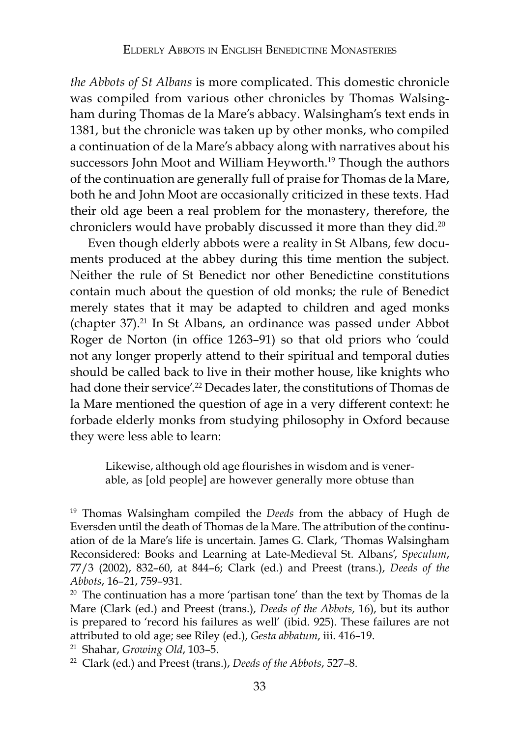*the Abbots of St Albans* is more complicated. This domestic chronicle was compiled from various other chronicles by Thomas Walsingham during Thomas de la Mare's abbacy. Walsingham's text ends in 1381, but the chronicle was taken up by other monks, who compiled a continuation of de la Mare's abbacy along with narratives about his successors John Moot and William Heyworth.[19] Though the authors of the continuation are generally full of praise for Thomas de la Mare, both he and John Moot are occasionally criticized in these texts. Had their old age been a real problem for the monastery, therefore, the chroniclers would have probably discussed it more than they did.[20]

Even though elderly abbots were a reality in St Albans, few documents produced at the abbey during this time mention the subject. Neither the rule of St Benedict nor other Benedictine constitutions contain much about the question of old monks; the rule of Benedict merely states that it may be adapted to children and aged monks (chapter 37).[21] In St Albans, an ordinance was passed under Abbot Roger de Norton (in office 1263–91) so that old priors who 'could not any longer properly attend to their spiritual and temporal duties should be called back to live in their mother house, like knights who had done their service'.[22] Decades later, the constitutions of Thomas de la Mare mentioned the question of age in a very different context: he forbade elderly monks from studying philosophy in Oxford because they were less able to learn:

> Likewise, although old age flourishes in wisdom and is venerable, as [old people] are however generally more obtuse than

[19] Thomas Walsingham compiled the *Deeds* from the abbacy of Hugh de Eversden until the death of Thomas de la Mare. The attribution of the continuation of de la Mare's life is uncertain. James G. Clark, 'Thomas Walsingham Reconsidered: Books and Learning at Late-Medieval St. Albans', *Speculum*, 77/3 (2002), 832–60, at 844–6; Clark (ed.) and Preest (trans.), *Deeds of the Abbots*, 16–21, 759–931.

[20] The continuation has a more 'partisan tone' than the text by Thomas de la Mare (Clark (ed.) and Preest (trans.), *Deeds of the Abbots*, 16), but its author is prepared to 'record his failures as well' (ibid. 925). These failures are not attributed to old age; see Riley (ed.), *Gesta abbatum*, iii. 416–19.

[21] Shahar, *Growing Old*, 103–5.

[22] Clark (ed.) and Preest (trans.), *Deeds of the Abbots*, 527–8.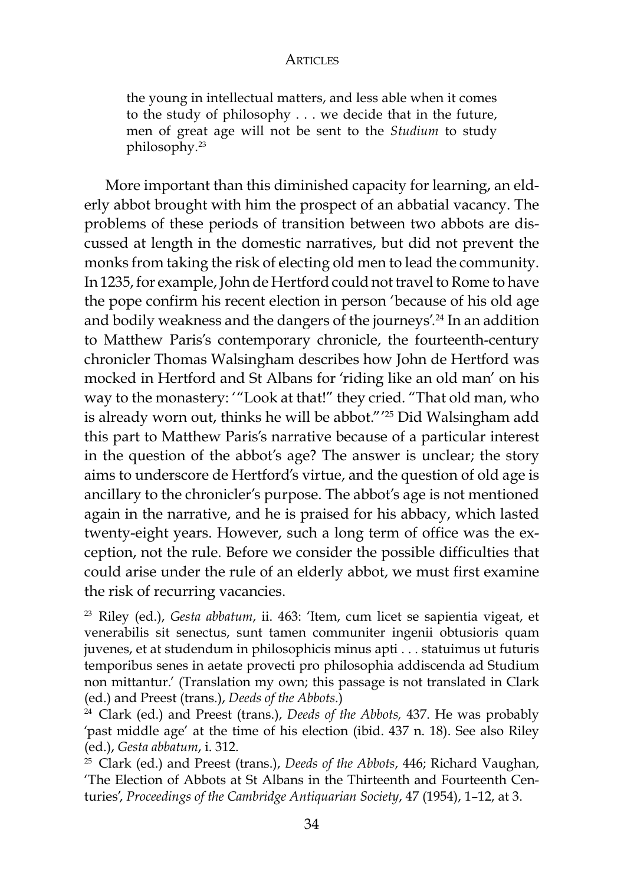> the young in intellectual matters, and less able when it comes to the study of philosophy . . . we decide that in the future, men of great age will not be sent to the *Studium* to study philosophy.[23]

More important than this diminished capacity for learning, an elderly abbot brought with him the prospect of an abbatial vacancy. The problems of these periods of transition between two abbots are discussed at length in the domestic narratives, but did not prevent the monks from taking the risk of electing old men to lead the community. In 1235, for example, John de Hertford could not travel to Rome to have the pope confirm his recent election in person 'because of his old age and bodily weakness and the dangers of the journeys'.[24] In an addition to Matthew Paris's contemporary chronicle, the fourteenth-century chronicler Thomas Walsingham describes how John de Hertford was mocked in Hertford and St Albans for 'riding like an old man' on his way to the monastery: '"Look at that!" they cried. "That old man, who is already worn out, thinks he will be abbot."'[25] Did Walsingham add this part to Matthew Paris's narrative because of a particular interest in the question of the abbot's age? The answer is unclear; the story aims to underscore de Hertford's virtue, and the question of old age is ancillary to the chronicler's purpose. The abbot's age is not mentioned again in the narrative, and he is praised for his abbacy, which lasted twenty-eight years. However, such a long term of office was the exception, not the rule. Before we consider the possible difficulties that could arise under the rule of an elderly abbot, we must first examine the risk of recurring vacancies.

[23] Riley (ed.), *Gesta abbatum*, ii. 463: 'Item, cum licet se sapientia vigeat, et venerabilis sit senectus, sunt tamen communiter ingenii obtusioris quam juvenes, et at studendum in philosophicis minus apti . . . statuimus ut futuris temporibus senes in aetate provecti pro philosophia addiscenda ad Studium non mittantur.' (Translation my own; this passage is not translated in Clark (ed.) and Preest (trans.), *Deeds of the Abbots*.)

[24] Clark (ed.) and Preest (trans.), *Deeds of the Abbots,* 437. He was probably 'past middle age' at the time of his election (ibid. 437 n. 18). See also Riley (ed.), *Gesta abbatum*, i. 312.

[25] Clark (ed.) and Preest (trans.), *Deeds of the Abbots*, 446; Richard Vaughan, 'The Election of Abbots at St Albans in the Thirteenth and Fourteenth Centuries', *Proceedings of the Cambridge Antiquarian Society*, 47 (1954), 1–12, at 3.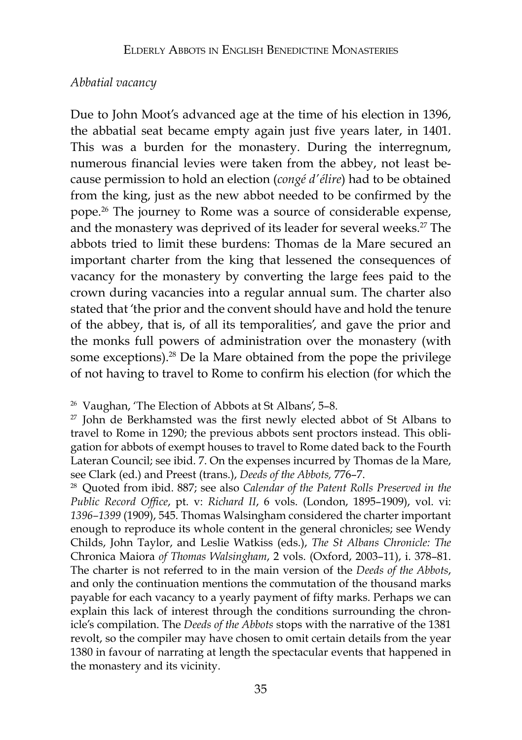*Abbatial vacancy*

Due to John Moot's advanced age at the time of his election in 1396, the abbatial seat became empty again just five years later, in 1401. This was a burden for the monastery. During the interregnum, numerous financial levies were taken from the abbey, not least because permission to hold an election (*congé d'élire*) had to be obtained from the king, just as the new abbot needed to be confirmed by the pope.[26] The journey to Rome was a source of considerable expense, and the monastery was deprived of its leader for several weeks.[27] The abbots tried to limit these burdens: Thomas de la Mare secured an important charter from the king that lessened the consequences of vacancy for the monastery by converting the large fees paid to the crown during vacancies into a regular annual sum. The charter also stated that 'the prior and the convent should have and hold the tenure of the abbey, that is, of all its temporalities', and gave the prior and the monks full powers of administration over the monastery (with some exceptions).[28] De la Mare obtained from the pope the privilege of not having to travel to Rome to confirm his election (for which the

[26] Vaughan, 'The Election of Abbots at St Albans', 5–8.

[27] John de Berkhamsted was the first newly elected abbot of St Albans to travel to Rome in 1290; the previous abbots sent proctors instead. This obligation for abbots of exempt houses to travel to Rome dated back to the Fourth Lateran Council; see ibid. 7. On the expenses incurred by Thomas de la Mare, see Clark (ed.) and Preest (trans.), *Deeds of the Abbots,* 776–7.

[28] Quoted from ibid. 887; see also *Calendar of the Patent Rolls Preserved in the Public Record Office*, pt. v: *Richard II*, 6 vols. (London, 1895–1909), vol. vi: *1396–1399* (1909), 545. Thomas Walsingham considered the charter important enough to reproduce its whole content in the general chronicles; see Wendy Childs, John Taylor, and Leslie Watkiss (eds.), *The St Albans Chronicle: The* Chronica Maiora *of Thomas Walsingham*, 2 vols. (Oxford, 2003–11), i. 378–81. The charter is not referred to in the main version of the *Deeds of the Abbots*, and only the continuation mentions the commutation of the thousand marks payable for each vacancy to a yearly payment of fifty marks. Perhaps we can explain this lack of interest through the conditions surrounding the chronicle's compilation. The *Deeds of the Abbots* stops with the narrative of the 1381 revolt, so the compiler may have chosen to omit certain details from the year 1380 in favour of narrating at length the spectacular events that happened in the monastery and its vicinity.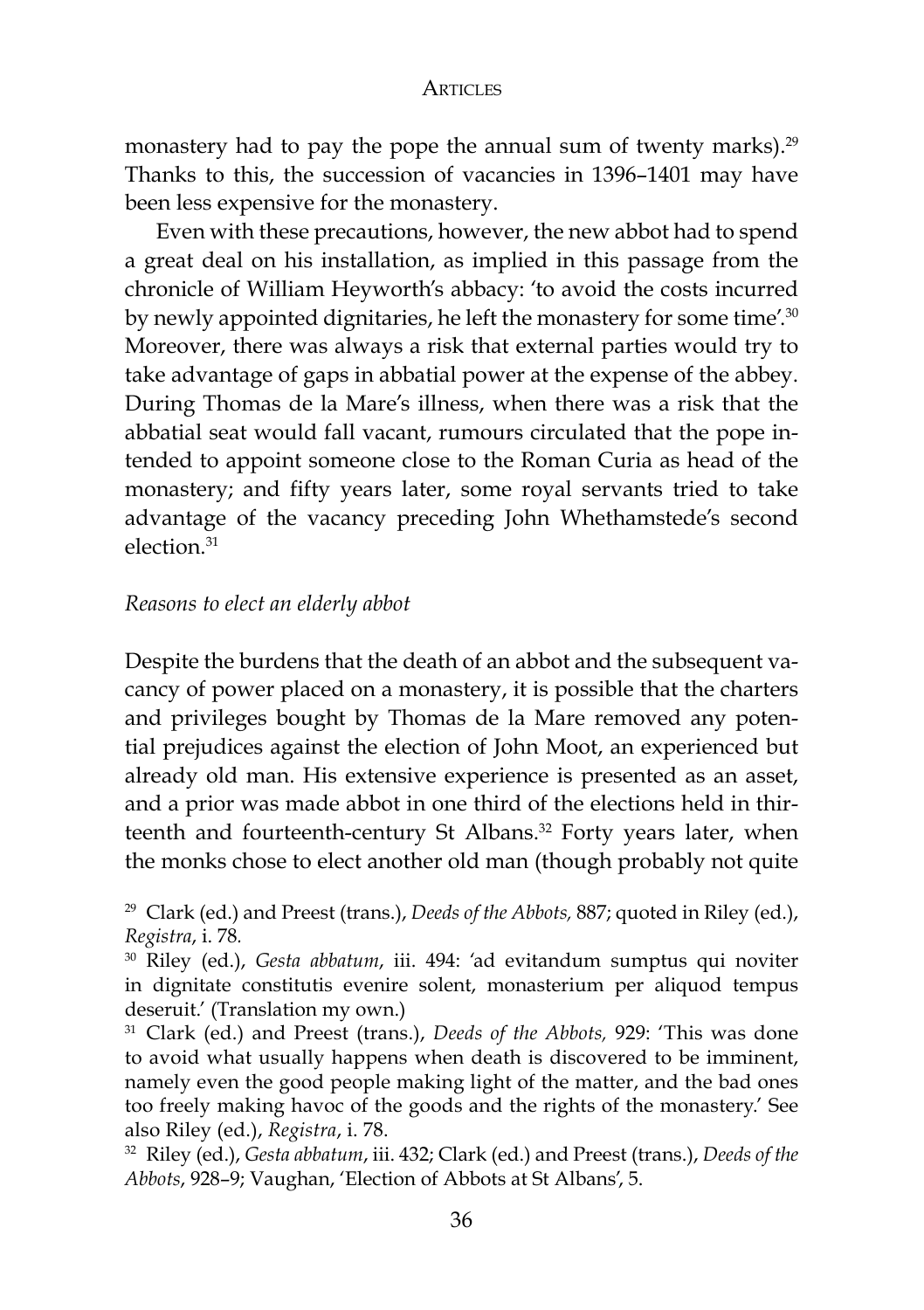monastery had to pay the pope the annual sum of twenty marks).[29] Thanks to this, the succession of vacancies in 1396–1401 may have been less expensive for the monastery.

Even with these precautions, however, the new abbot had to spend a great deal on his installation, as implied in this passage from the chronicle of William Heyworth's abbacy: 'to avoid the costs incurred by newly appointed dignitaries, he left the monastery for some time'.[30] Moreover, there was always a risk that external parties would try to take advantage of gaps in abbatial power at the expense of the abbey. During Thomas de la Mare's illness, when there was a risk that the abbatial seat would fall vacant, rumours circulated that the pope intended to appoint someone close to the Roman Curia as head of the monastery; and fifty years later, some royal servants tried to take advantage of the vacancy preceding John Whethamstede's second election.[31]

*Reasons to elect an elderly abbot*

Despite the burdens that the death of an abbot and the subsequent vacancy of power placed on a monastery, it is possible that the charters and privileges bought by Thomas de la Mare removed any potential prejudices against the election of John Moot, an experienced but already old man. His extensive experience is presented as an asset, and a prior was made abbot in one third of the elections held in thirteenth and fourteenth-century St Albans.[32] Forty years later, when the monks chose to elect another old man (though probably not quite

---

[29] Clark (ed.) and Preest (trans.), *Deeds of the Abbots,* 887; quoted in Riley (ed.), *Registra*, i. 78.

[30] Riley (ed.), *Gesta abbatum*, iii. 494: 'ad evitandum sumptus qui noviter in dignitate constitutis evenire solent, monasterium per aliquod tempus deseruit.' (Translation my own.)

[31] Clark (ed.) and Preest (trans.), *Deeds of the Abbots,* 929: 'This was done to avoid what usually happens when death is discovered to be imminent, namely even the good people making light of the matter, and the bad ones too freely making havoc of the goods and the rights of the monastery.' See also Riley (ed.), *Registra*, i. 78.

[32] Riley (ed.), *Gesta abbatum*, iii. 432; Clark (ed.) and Preest (trans.), *Deeds of the Abbots*, 928–9; Vaughan, 'Election of Abbots at St Albans', 5.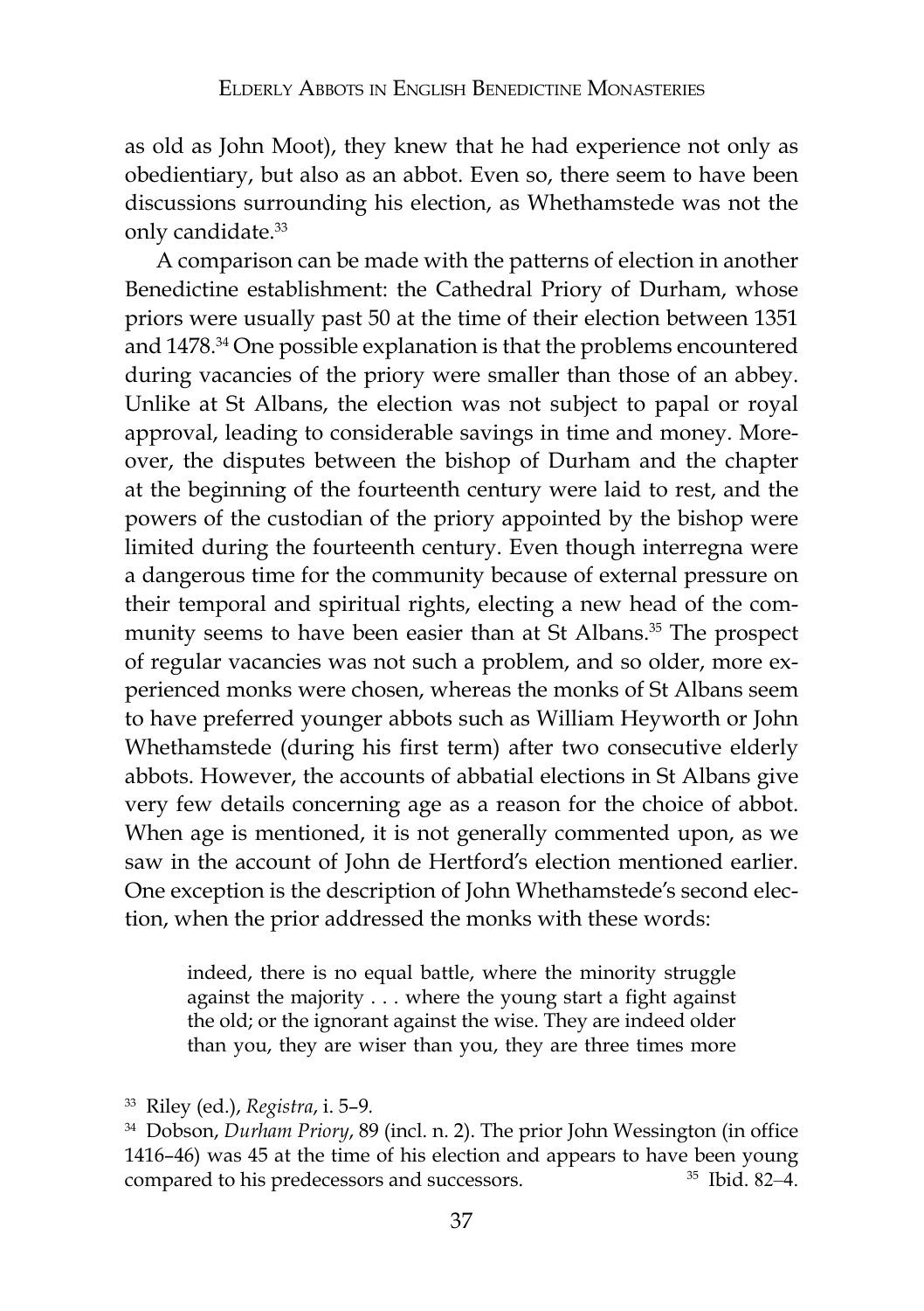as old as John Moot), they knew that he had experience not only as obedientiary, but also as an abbot. Even so, there seem to have been discussions surrounding his election, as Whethamstede was not the only candidate.[33]

A comparison can be made with the patterns of election in another Benedictine establishment: the Cathedral Priory of Durham, whose priors were usually past 50 at the time of their election between 1351 and 1478.[34] One possible explanation is that the problems encountered during vacancies of the priory were smaller than those of an abbey. Unlike at St Albans, the election was not subject to papal or royal approval, leading to considerable savings in time and money. Moreover, the disputes between the bishop of Durham and the chapter at the beginning of the fourteenth century were laid to rest, and the powers of the custodian of the priory appointed by the bishop were limited during the fourteenth century. Even though interregna were a dangerous time for the community because of external pressure on their temporal and spiritual rights, electing a new head of the community seems to have been easier than at St Albans.[35] The prospect of regular vacancies was not such a problem, and so older, more experienced monks were chosen, whereas the monks of St Albans seem to have preferred younger abbots such as William Heyworth or John Whethamstede (during his first term) after two consecutive elderly abbots. However, the accounts of abbatial elections in St Albans give very few details concerning age as a reason for the choice of abbot. When age is mentioned, it is not generally commented upon, as we saw in the account of John de Hertford's election mentioned earlier. One exception is the description of John Whethamstede's second election, when the prior addressed the monks with these words:

> indeed, there is no equal battle, where the minority struggle against the majority . . . where the young start a fight against the old; or the ignorant against the wise. They are indeed older than you, they are wiser than you, they are three times more

[33] Riley (ed.), *Registra*, i. 5–9.

[34] Dobson, *Durham Priory*, 89 (incl. n. 2). The prior John Wessington (in office 1416–46) was 45 at the time of his election and appears to have been young compared to his predecessors and successors.

[35] Ibid. 82–4.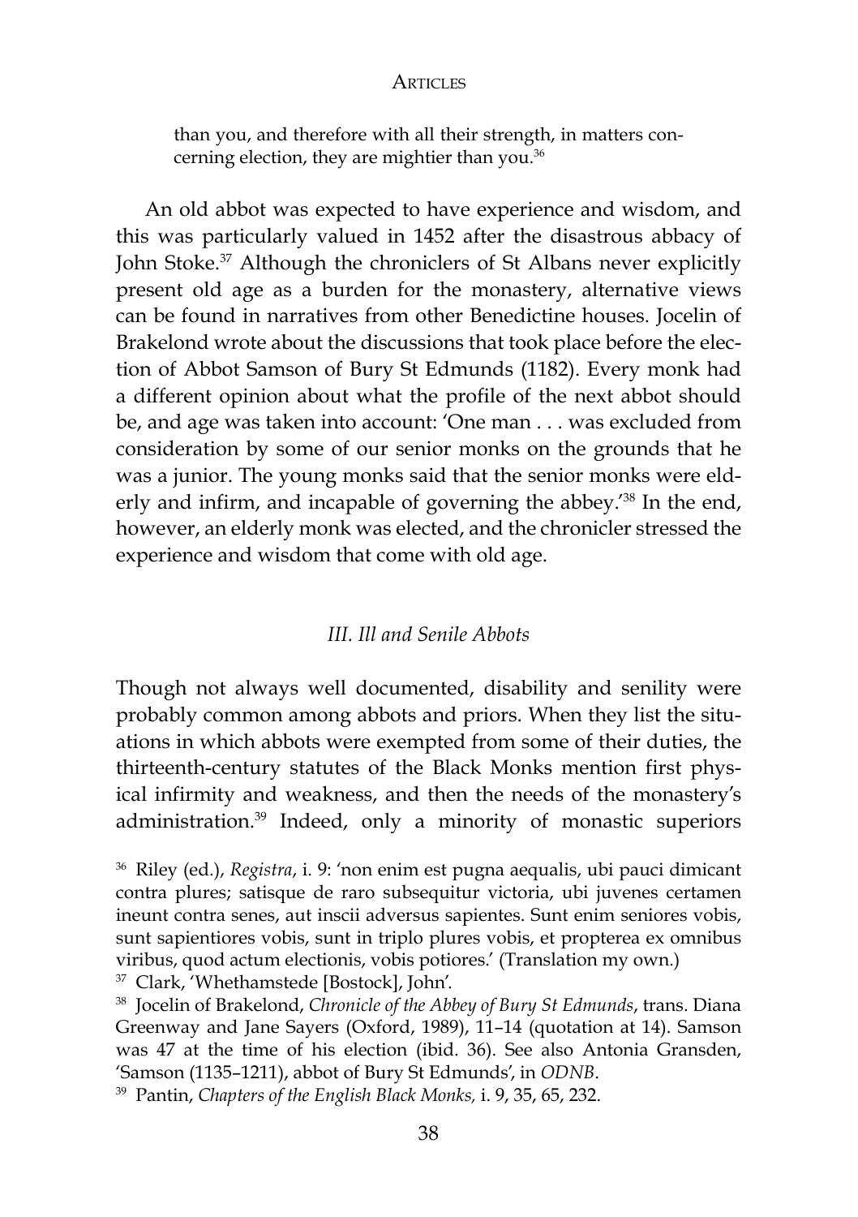than you, and therefore with all their strength, in matters concerning election, they are mightier than you.[36]

An old abbot was expected to have experience and wisdom, and this was particularly valued in 1452 after the disastrous abbacy of John Stoke.[37] Although the chroniclers of St Albans never explicitly present old age as a burden for the monastery, alternative views can be found in narratives from other Benedictine houses. Jocelin of Brakelond wrote about the discussions that took place before the election of Abbot Samson of Bury St Edmunds (1182). Every monk had a different opinion about what the profile of the next abbot should be, and age was taken into account: 'One man . . . was excluded from consideration by some of our senior monks on the grounds that he was a junior. The young monks said that the senior monks were elderly and infirm, and incapable of governing the abbey.'[38] In the end, however, an elderly monk was elected, and the chronicler stressed the experience and wisdom that come with old age.

### *III. Ill and Senile Abbots*

Though not always well documented, disability and senility were probably common among abbots and priors. When they list the situations in which abbots were exempted from some of their duties, the thirteenth-century statutes of the Black Monks mention first physical infirmity and weakness, and then the needs of the monastery's administration.[39] Indeed, only a minority of monastic superiors

[36] Riley (ed.), *Registra*, i. 9: 'non enim est pugna aequalis, ubi pauci dimicant contra plures; satisque de raro subsequitur victoria, ubi juvenes certamen ineunt contra senes, aut inscii adversus sapientes. Sunt enim seniores vobis, sunt sapientiores vobis, sunt in triplo plures vobis, et propterea ex omnibus viribus, quod actum electionis, vobis potiores.' (Translation my own.)

[37] Clark, 'Whethamstede [Bostock], John'.

[38] Jocelin of Brakelond, *Chronicle of the Abbey of Bury St Edmunds*, trans. Diana Greenway and Jane Sayers (Oxford, 1989), 11–14 (quotation at 14). Samson was 47 at the time of his election (ibid. 36). See also Antonia Gransden, 'Samson (1135–1211), abbot of Bury St Edmunds', in *ODNB*.

[39] Pantin, *Chapters of the English Black Monks*, i. 9, 35, 65, 232.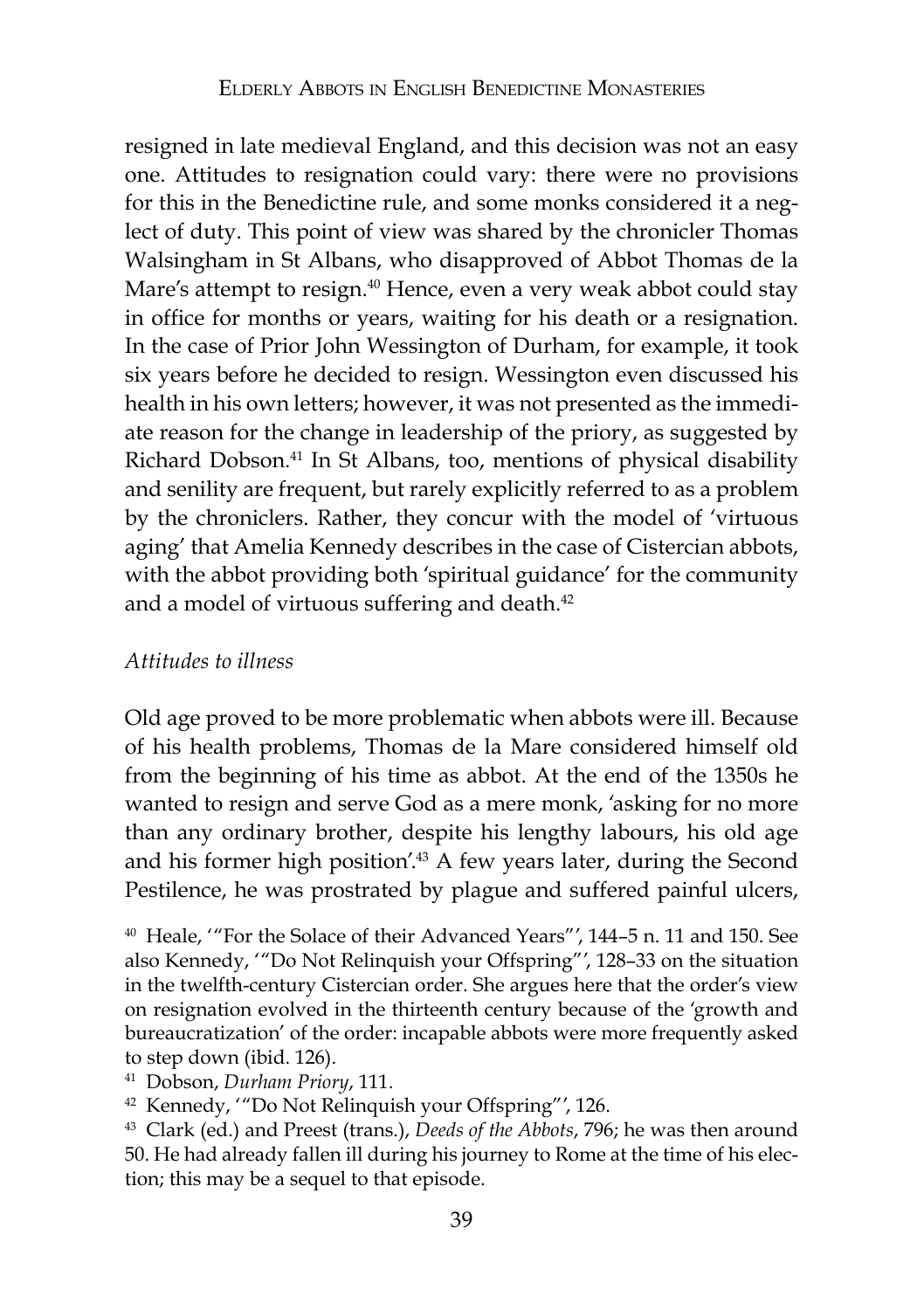resigned in late medieval England, and this decision was not an easy one. Attitudes to resignation could vary: there were no provisions for this in the Benedictine rule, and some monks considered it a neglect of duty. This point of view was shared by the chronicler Thomas Walsingham in St Albans, who disapproved of Abbot Thomas de la Mare's attempt to resign.[40] Hence, even a very weak abbot could stay in office for months or years, waiting for his death or a resignation. In the case of Prior John Wessington of Durham, for example, it took six years before he decided to resign. Wessington even discussed his health in his own letters; however, it was not presented as the immediate reason for the change in leadership of the priory, as suggested by Richard Dobson.[41] In St Albans, too, mentions of physical disability and senility are frequent, but rarely explicitly referred to as a problem by the chroniclers. Rather, they concur with the model of 'virtuous aging' that Amelia Kennedy describes in the case of Cistercian abbots, with the abbot providing both 'spiritual guidance' for the community and a model of virtuous suffering and death.[42]

### *Attitudes to illness*

Old age proved to be more problematic when abbots were ill. Because of his health problems, Thomas de la Mare considered himself old from the beginning of his time as abbot. At the end of the 1350s he wanted to resign and serve God as a mere monk, 'asking for no more than any ordinary brother, despite his lengthy labours, his old age and his former high position'.[43] A few years later, during the Second Pestilence, he was prostrated by plague and suffered painful ulcers,

[40] Heale, '"For the Solace of their Advanced Years"', 144–5 n. 11 and 150. See also Kennedy, '"Do Not Relinquish your Offspring"', 128–33 on the situation in the twelfth-century Cistercian order. She argues here that the order's view on resignation evolved in the thirteenth century because of the 'growth and bureaucratization' of the order: incapable abbots were more frequently asked to step down (ibid. 126).

[41] Dobson, *Durham Priory*, 111.

[42] Kennedy, '"Do Not Relinquish your Offspring"', 126.

[43] Clark (ed.) and Preest (trans.), *Deeds of the Abbots*, 796; he was then around 50. He had already fallen ill during his journey to Rome at the time of his election; this may be a sequel to that episode.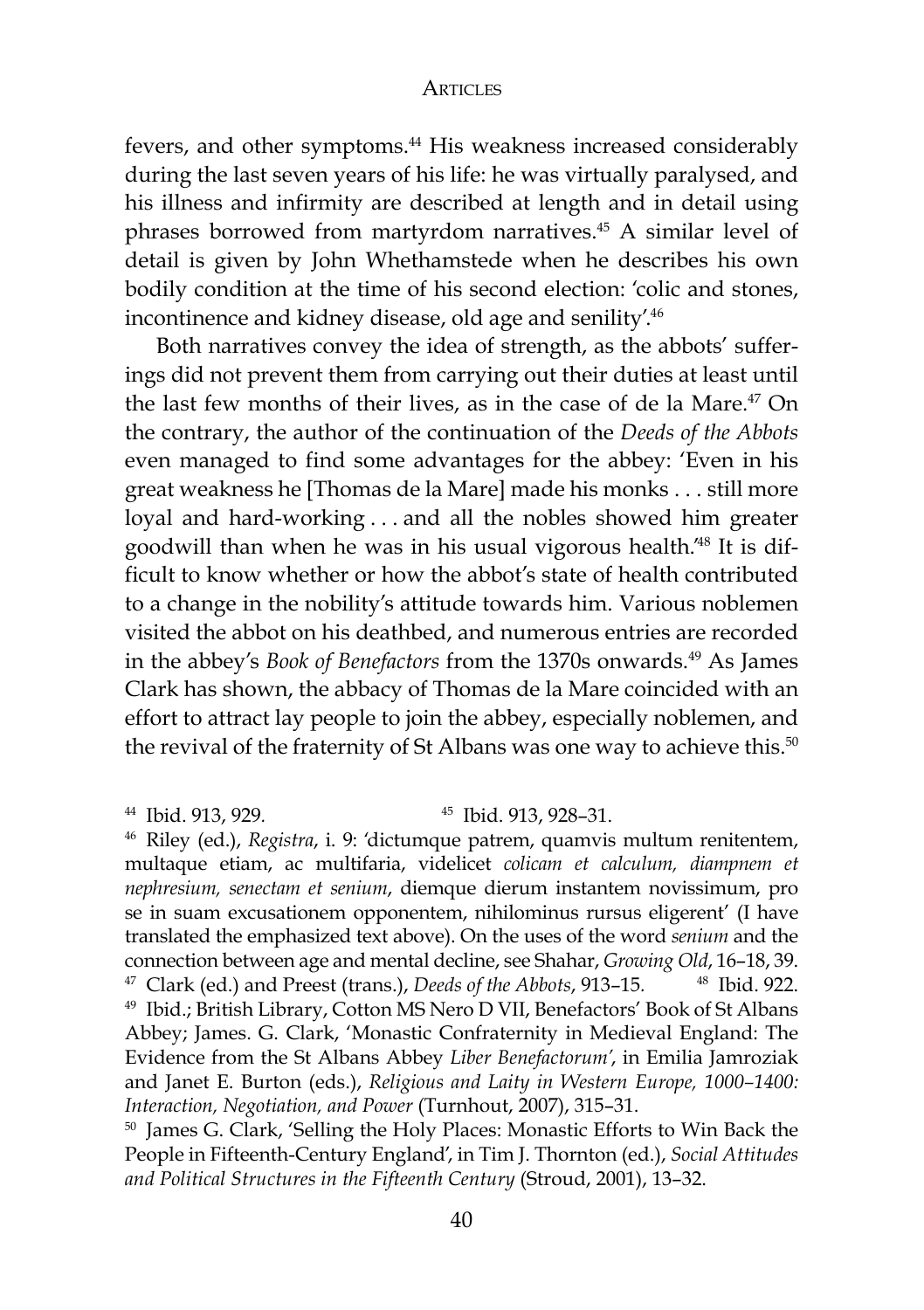fevers, and other symptoms.[44] His weakness increased considerably during the last seven years of his life: he was virtually paralysed, and his illness and infirmity are described at length and in detail using phrases borrowed from martyrdom narratives.[45] A similar level of detail is given by John Whethamstede when he describes his own bodily condition at the time of his second election: 'colic and stones, incontinence and kidney disease, old age and senility'.[46]

Both narratives convey the idea of strength, as the abbots' sufferings did not prevent them from carrying out their duties at least until the last few months of their lives, as in the case of de la Mare.[47] On the contrary, the author of the continuation of the *Deeds of the Abbots* even managed to find some advantages for the abbey: 'Even in his great weakness he [Thomas de la Mare] made his monks . . . still more loyal and hard-working . . . and all the nobles showed him greater goodwill than when he was in his usual vigorous health.'[48] It is difficult to know whether or how the abbot's state of health contributed to a change in the nobility's attitude towards him. Various noblemen visited the abbot on his deathbed, and numerous entries are recorded in the abbey's *Book of Benefactors* from the 1370s onwards.[49] As James Clark has shown, the abbacy of Thomas de la Mare coincided with an effort to attract lay people to join the abbey, especially noblemen, and the revival of the fraternity of St Albans was one way to achieve this.[50]

---

44 Ibid. 913, 929.

45 Ibid. 913, 928–31.

46 Riley (ed.), *Registra*, i. 9: 'dictumque patrem, quamvis multum renitentem, multaque etiam, ac multifaria, videlicet *colicam et calculum, diampnem et nephresium, senectam et senium*, diemque dierum instantem novissimum, pro se in suam excusationem opponentem, nihilominus rursus eligerent' (I have translated the emphasized text above). On the uses of the word *senium* and the connection between age and mental decline, see Shahar, *Growing Old*, 16–18, 39.

47 Clark (ed.) and Preest (trans.), *Deeds of the Abbots*, 913–15.

48 Ibid. 922.

49 Ibid.; British Library, Cotton MS Nero D VII, Benefactors' Book of St Albans Abbey; James. G. Clark, 'Monastic Confraternity in Medieval England: The Evidence from the St Albans Abbey *Liber Benefactorum*', in Emilia Jamroziak and Janet E. Burton (eds.), *Religious and Laity in Western Europe, 1000–1400: Interaction, Negotiation, and Power* (Turnhout, 2007), 315–31.

50 James G. Clark, 'Selling the Holy Places: Monastic Efforts to Win Back the People in Fifteenth-Century England', in Tim J. Thornton (ed.), *Social Attitudes and Political Structures in the Fifteenth Century* (Stroud, 2001), 13–32.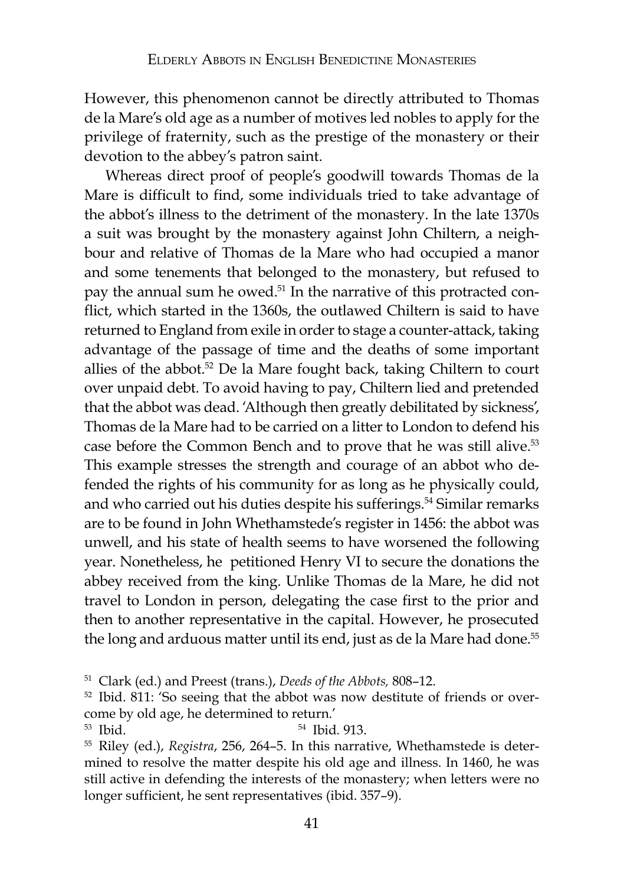However, this phenomenon cannot be directly attributed to Thomas de la Mare's old age as a number of motives led nobles to apply for the privilege of fraternity, such as the prestige of the monastery or their devotion to the abbey's patron saint.

Whereas direct proof of people's goodwill towards Thomas de la Mare is difficult to find, some individuals tried to take advantage of the abbot's illness to the detriment of the monastery. In the late 1370s a suit was brought by the monastery against John Chiltern, a neighbour and relative of Thomas de la Mare who had occupied a manor and some tenements that belonged to the monastery, but refused to pay the annual sum he owed.[51] In the narrative of this protracted conflict, which started in the 1360s, the outlawed Chiltern is said to have returned to England from exile in order to stage a counter-attack, taking advantage of the passage of time and the deaths of some important allies of the abbot.[52] De la Mare fought back, taking Chiltern to court over unpaid debt. To avoid having to pay, Chiltern lied and pretended that the abbot was dead. 'Although then greatly debilitated by sickness', Thomas de la Mare had to be carried on a litter to London to defend his case before the Common Bench and to prove that he was still alive.[53] This example stresses the strength and courage of an abbot who defended the rights of his community for as long as he physically could, and who carried out his duties despite his sufferings.[54] Similar remarks are to be found in John Whethamstede's register in 1456: the abbot was unwell, and his state of health seems to have worsened the following year. Nonetheless, he petitioned Henry VI to secure the donations the abbey received from the king. Unlike Thomas de la Mare, he did not travel to London in person, delegating the case first to the prior and then to another representative in the capital. However, he prosecuted the long and arduous matter until its end, just as de la Mare had done.[55]

---

[51] Clark (ed.) and Preest (trans.), *Deeds of the Abbots,* 808–12.

[52] Ibid. 811: 'So seeing that the abbot was now destitute of friends or overcome by old age, he determined to return.'

[53] Ibid.

[54] Ibid. 913.

[55] Riley (ed.), *Registra*, 256, 264–5. In this narrative, Whethamstede is determined to resolve the matter despite his old age and illness. In 1460, he was still active in defending the interests of the monastery; when letters were no longer sufficient, he sent representatives (ibid. 357–9).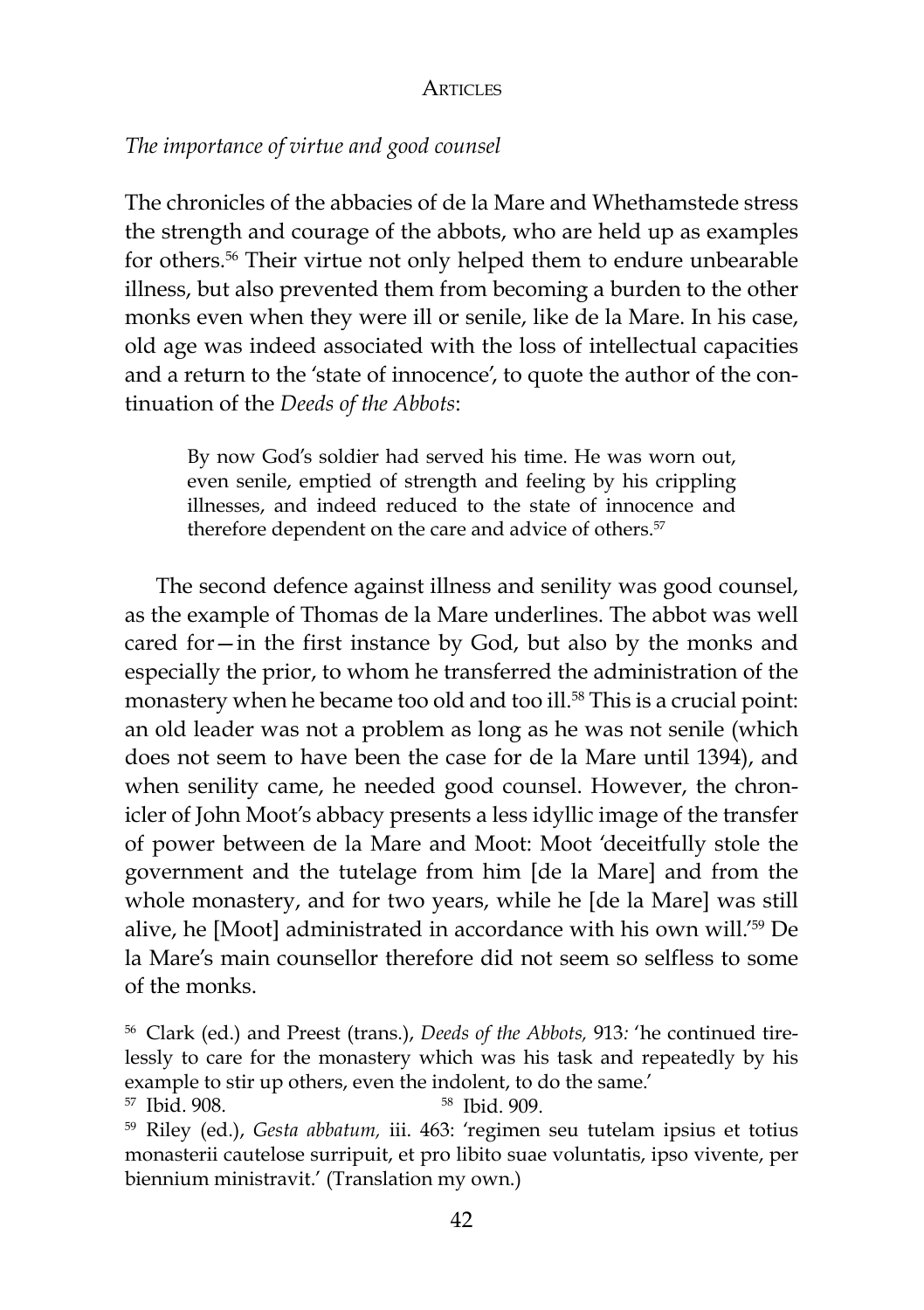*The importance of virtue and good counsel*

The chronicles of the abbacies of de la Mare and Whethamstede stress the strength and courage of the abbots, who are held up as examples for others.[56] Their virtue not only helped them to endure unbearable illness, but also prevented them from becoming a burden to the other monks even when they were ill or senile, like de la Mare. In his case, old age was indeed associated with the loss of intellectual capacities and a return to the 'state of innocence', to quote the author of the continuation of the *Deeds of the Abbots*:

> By now God's soldier had served his time. He was worn out, even senile, emptied of strength and feeling by his crippling illnesses, and indeed reduced to the state of innocence and therefore dependent on the care and advice of others.[57]

The second defence against illness and senility was good counsel, as the example of Thomas de la Mare underlines. The abbot was well cared for—in the first instance by God, but also by the monks and especially the prior, to whom he transferred the administration of the monastery when he became too old and too ill.[58] This is a crucial point: an old leader was not a problem as long as he was not senile (which does not seem to have been the case for de la Mare until 1394), and when senility came, he needed good counsel. However, the chronicler of John Moot's abbacy presents a less idyllic image of the transfer of power between de la Mare and Moot: Moot 'deceitfully stole the government and the tutelage from him [de la Mare] and from the whole monastery, and for two years, while he [de la Mare] was still alive, he [Moot] administrated in accordance with his own will.'[59] De la Mare's main counsellor therefore did not seem so selfless to some of the monks.

[56] Clark (ed.) and Preest (trans.), *Deeds of the Abbots,* 913*:* 'he continued tirelessly to care for the monastery which was his task and repeatedly by his example to stir up others, even the indolent, to do the same.'

[57] Ibid. 908.

[58] Ibid. 909.

[59] Riley (ed.), *Gesta abbatum,* iii. 463: 'regimen seu tutelam ipsius et totius monasterii cautelose surripuit, et pro libito suae voluntatis, ipso vivente, per biennium ministravit.' (Translation my own.)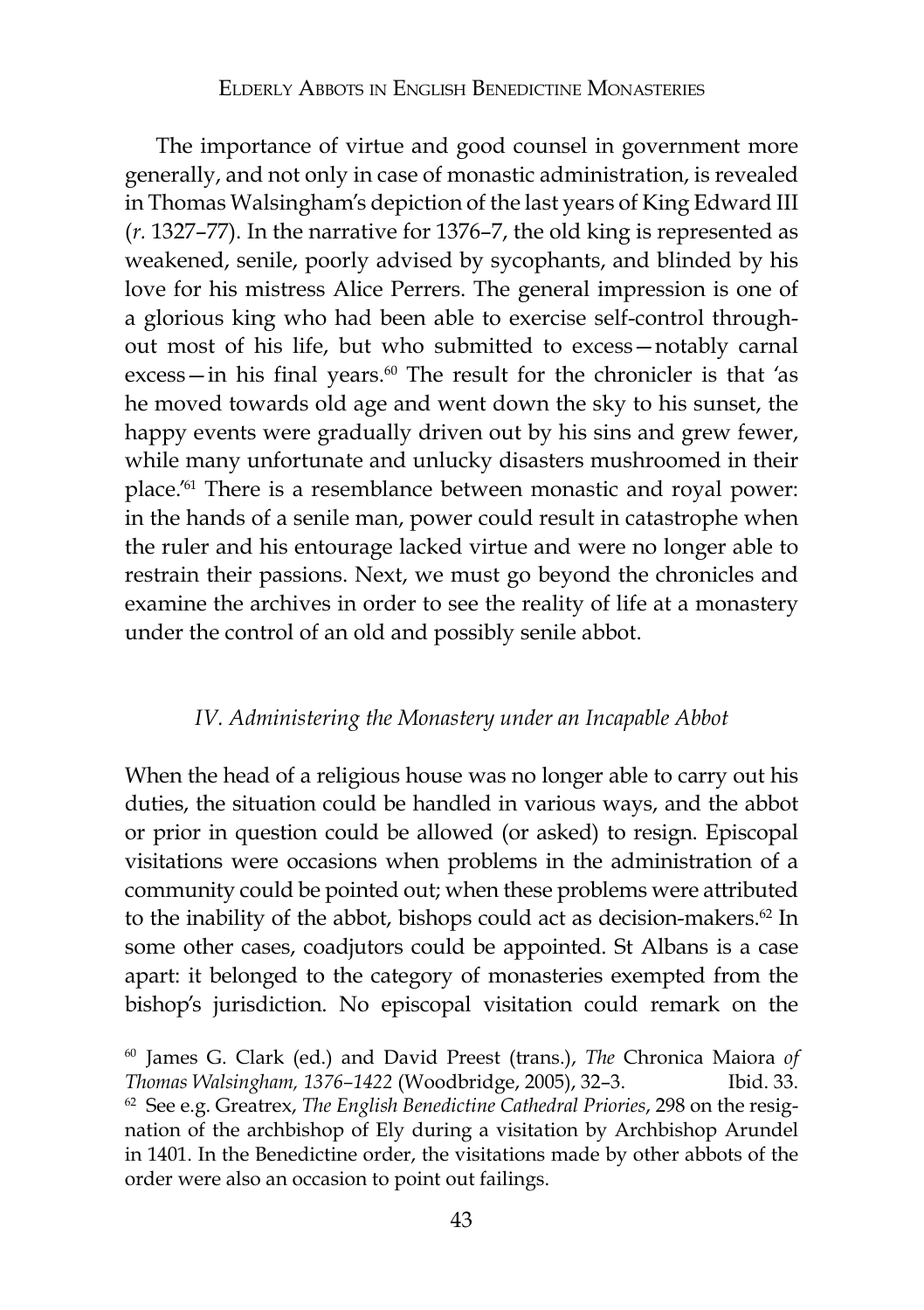The importance of virtue and good counsel in government more generally, and not only in case of monastic administration, is revealed in Thomas Walsingham's depiction of the last years of King Edward III (*r.* 1327–77). In the narrative for 1376–7, the old king is represented as weakened, senile, poorly advised by sycophants, and blinded by his love for his mistress Alice Perrers. The general impression is one of a glorious king who had been able to exercise self-control throughout most of his life, but who submitted to excess—notably carnal excess—in his final years.[60] The result for the chronicler is that 'as he moved towards old age and went down the sky to his sunset, the happy events were gradually driven out by his sins and grew fewer, while many unfortunate and unlucky disasters mushroomed in their place.'[61] There is a resemblance between monastic and royal power: in the hands of a senile man, power could result in catastrophe when the ruler and his entourage lacked virtue and were no longer able to restrain their passions. Next, we must go beyond the chronicles and examine the archives in order to see the reality of life at a monastery under the control of an old and possibly senile abbot.

### *IV. Administering the Monastery under an Incapable Abbot*

When the head of a religious house was no longer able to carry out his duties, the situation could be handled in various ways, and the abbot or prior in question could be allowed (or asked) to resign. Episcopal visitations were occasions when problems in the administration of a community could be pointed out; when these problems were attributed to the inability of the abbot, bishops could act as decision-makers.[62] In some other cases, coadjutors could be appointed. St Albans is a case apart: it belonged to the category of monasteries exempted from the bishop's jurisdiction. No episcopal visitation could remark on the

---

[60] James G. Clark (ed.) and David Preest (trans.), *The* Chronica Maiora *of Thomas Walsingham, 1376–1422* (Woodbridge, 2005), 32–3. [61] Ibid. 33.

[62] See e.g. Greatrex, *The English Benedictine Cathedral Priories*, 298 on the resignation of the archbishop of Ely during a visitation by Archbishop Arundel in 1401. In the Benedictine order, the visitations made by other abbots of the order were also an occasion to point out failings.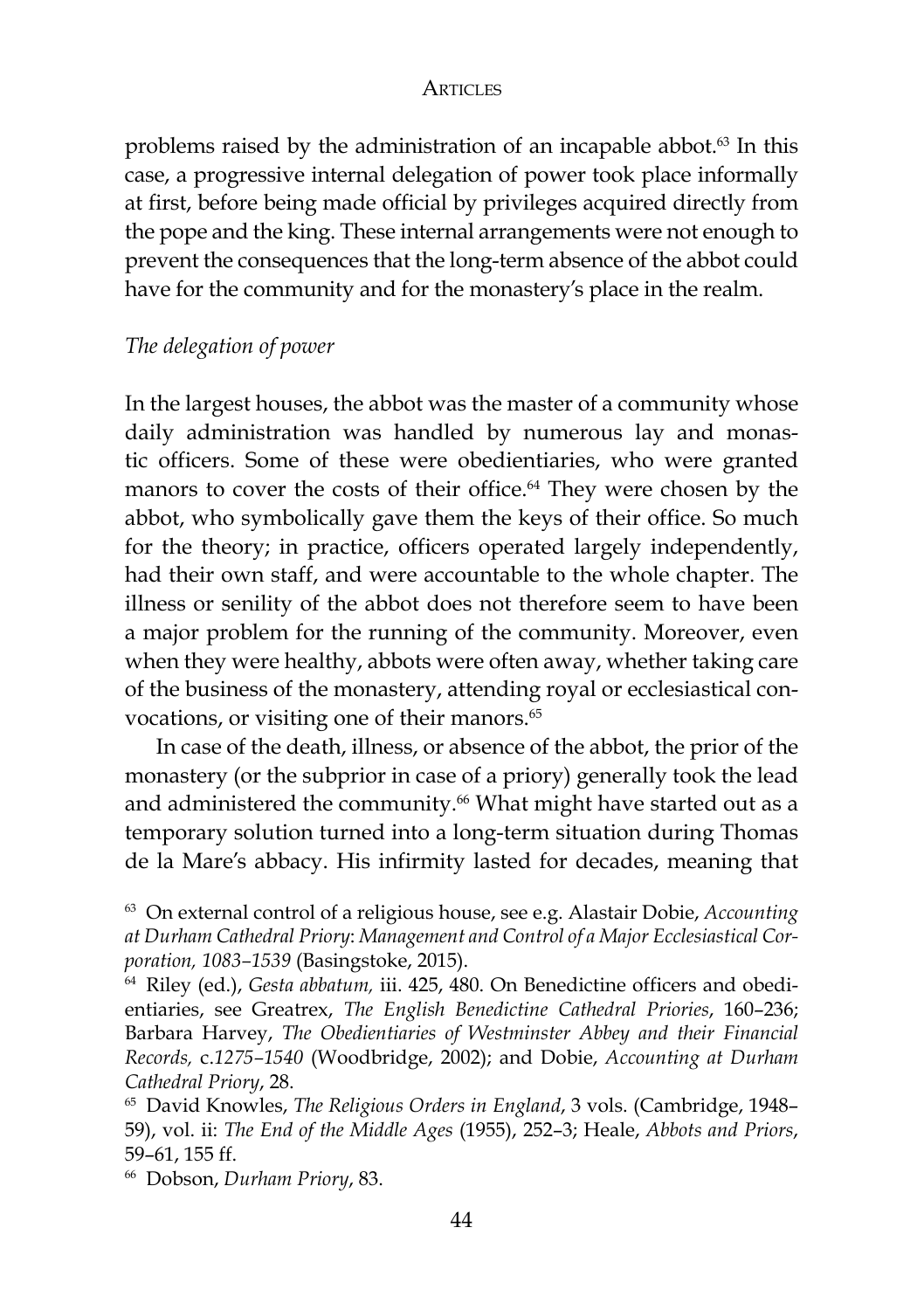problems raised by the administration of an incapable abbot.[63] In this case, a progressive internal delegation of power took place informally at first, before being made official by privileges acquired directly from the pope and the king. These internal arrangements were not enough to prevent the consequences that the long-term absence of the abbot could have for the community and for the monastery's place in the realm.

### *The delegation of power*

In the largest houses, the abbot was the master of a community whose daily administration was handled by numerous lay and monastic officers. Some of these were obedientiaries, who were granted manors to cover the costs of their office.[64] They were chosen by the abbot, who symbolically gave them the keys of their office. So much for the theory; in practice, officers operated largely independently, had their own staff, and were accountable to the whole chapter. The illness or senility of the abbot does not therefore seem to have been a major problem for the running of the community. Moreover, even when they were healthy, abbots were often away, whether taking care of the business of the monastery, attending royal or ecclesiastical convocations, or visiting one of their manors.[65]

In case of the death, illness, or absence of the abbot, the prior of the monastery (or the subprior in case of a priory) generally took the lead and administered the community.[66] What might have started out as a temporary solution turned into a long-term situation during Thomas de la Mare's abbacy. His infirmity lasted for decades, meaning that

---

[63] On external control of a religious house, see e.g. Alastair Dobie, *Accounting at Durham Cathedral Priory*: *Management and Control of a Major Ecclesiastical Corporation, 1083–1539* (Basingstoke, 2015).

[64] Riley (ed.), *Gesta abbatum,* iii. 425, 480. On Benedictine officers and obedientiaries, see Greatrex, *The English Benedictine Cathedral Priories*, 160–236; Barbara Harvey, *The Obedientiaries of Westminster Abbey and their Financial Records,* c.*1275–1540* (Woodbridge, 2002); and Dobie, *Accounting at Durham Cathedral Priory*, 28.

[65] David Knowles, *The Religious Orders in England*, 3 vols. (Cambridge, 1948–59), vol. ii: *The End of the Middle Ages* (1955), 252–3; Heale, *Abbots and Priors*, 59–61, 155 ff.

[66] Dobson, *Durham Priory*, 83.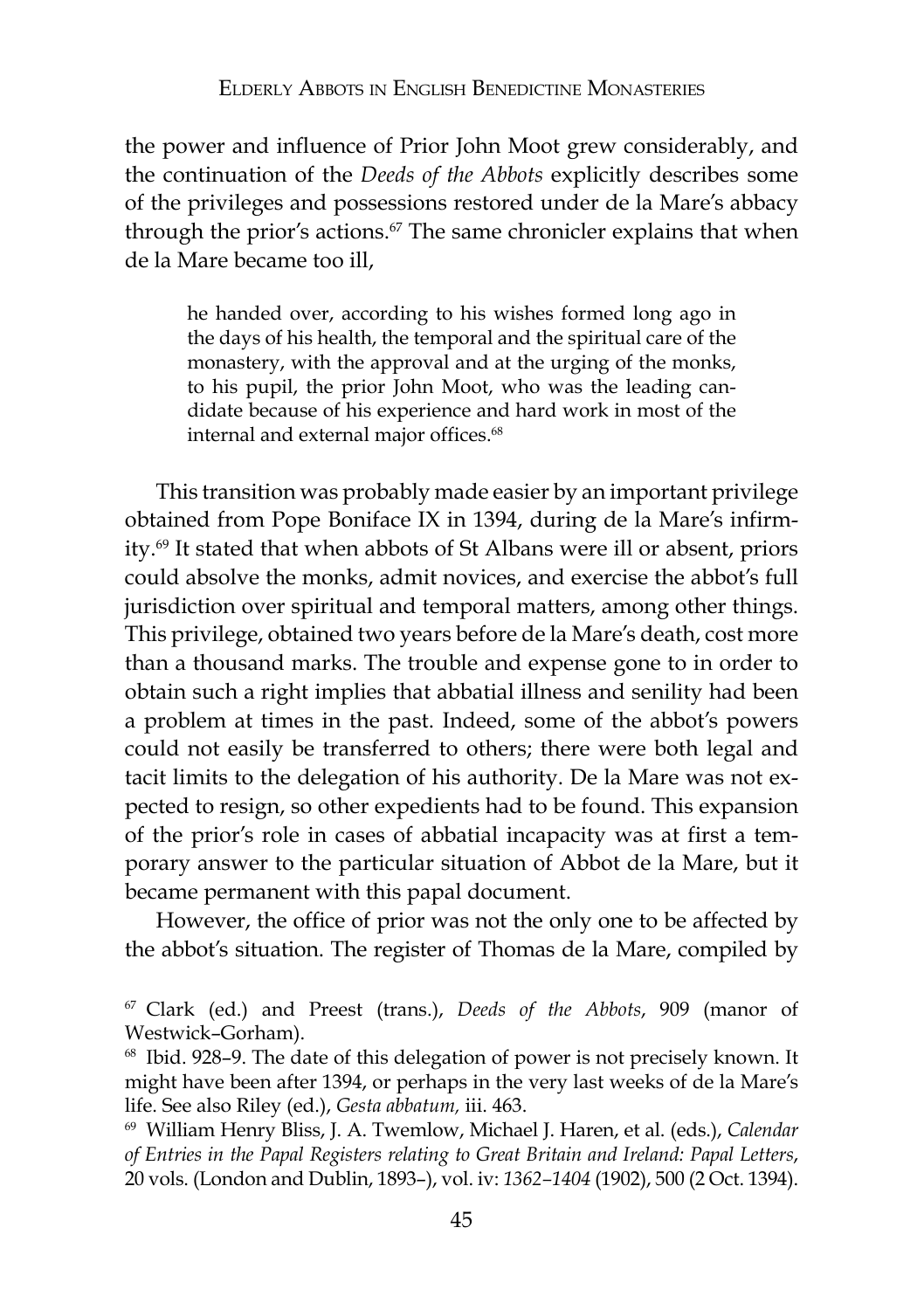the power and influence of Prior John Moot grew considerably, and the continuation of the *Deeds of the Abbots* explicitly describes some of the privileges and possessions restored under de la Mare's abbacy through the prior's actions.[67] The same chronicler explains that when de la Mare became too ill,

> he handed over, according to his wishes formed long ago in the days of his health, the temporal and the spiritual care of the monastery, with the approval and at the urging of the monks, to his pupil, the prior John Moot, who was the leading candidate because of his experience and hard work in most of the internal and external major offices.[68]

This transition was probably made easier by an important privilege obtained from Pope Boniface IX in 1394, during de la Mare's infirmity.[69] It stated that when abbots of St Albans were ill or absent, priors could absolve the monks, admit novices, and exercise the abbot's full jurisdiction over spiritual and temporal matters, among other things. This privilege, obtained two years before de la Mare's death, cost more than a thousand marks. The trouble and expense gone to in order to obtain such a right implies that abbatial illness and senility had been a problem at times in the past. Indeed, some of the abbot's powers could not easily be transferred to others; there were both legal and tacit limits to the delegation of his authority. De la Mare was not expected to resign, so other expedients had to be found. This expansion of the prior's role in cases of abbatial incapacity was at first a temporary answer to the particular situation of Abbot de la Mare, but it became permanent with this papal document.

However, the office of prior was not the only one to be affected by the abbot's situation. The register of Thomas de la Mare, compiled by

---

[67] Clark (ed.) and Preest (trans.), *Deeds of the Abbots*, 909 (manor of Westwick–Gorham).

[68] Ibid. 928–9. The date of this delegation of power is not precisely known. It might have been after 1394, or perhaps in the very last weeks of de la Mare's life. See also Riley (ed.), *Gesta abbatum,* iii. 463.

[69] William Henry Bliss, J. A. Twemlow, Michael J. Haren, et al. (eds.), *Calendar of Entries in the Papal Registers relating to Great Britain and Ireland: Papal Letters*, 20 vols. (London and Dublin, 1893–), vol. iv: *1362–1404* (1902), 500 (2 Oct. 1394).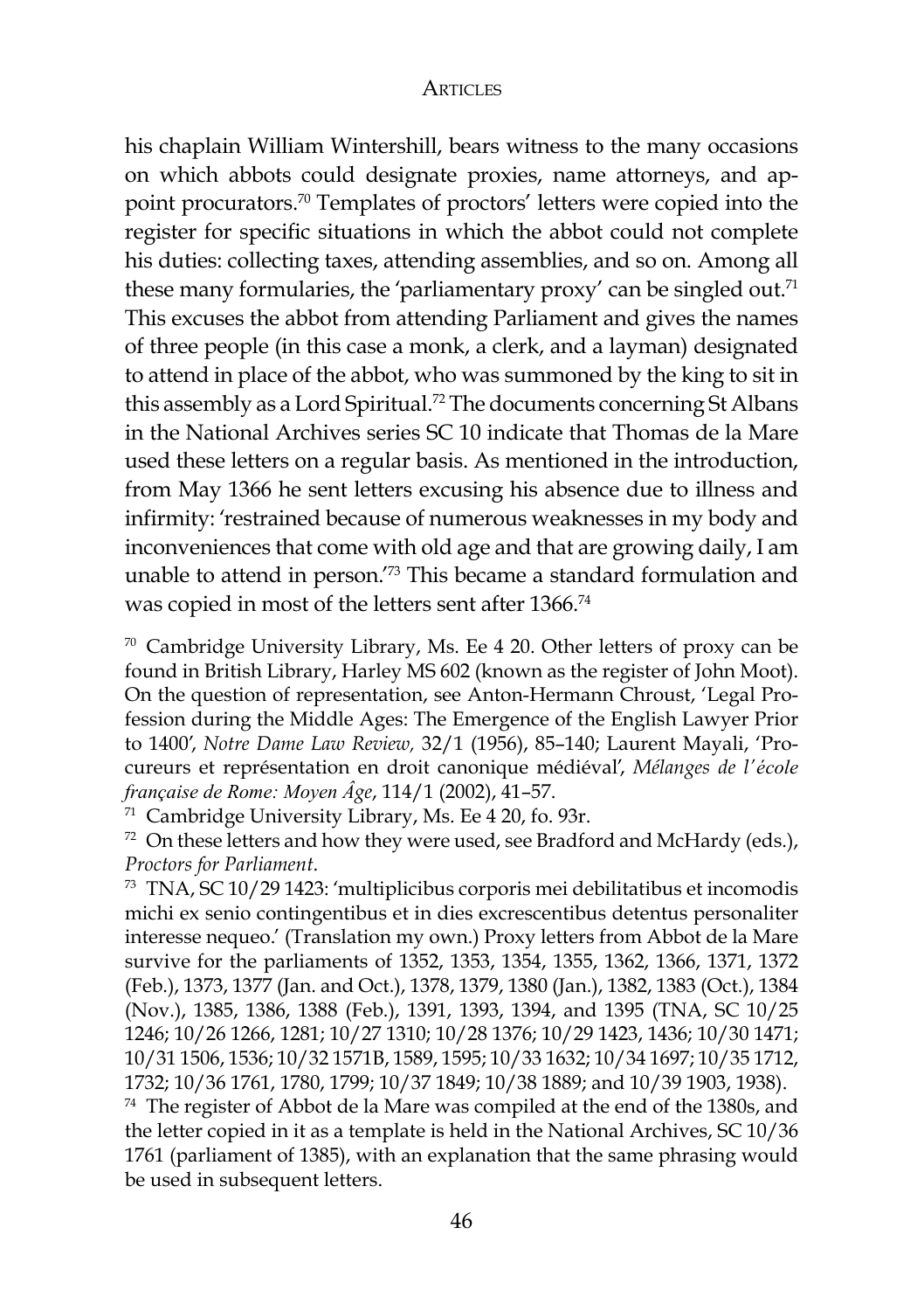his chaplain William Wintershill, bears witness to the many occasions on which abbots could designate proxies, name attorneys, and appoint procurators.[70] Templates of proctors' letters were copied into the register for specific situations in which the abbot could not complete his duties: collecting taxes, attending assemblies, and so on. Among all these many formularies, the 'parliamentary proxy' can be singled out.[71] This excuses the abbot from attending Parliament and gives the names of three people (in this case a monk, a clerk, and a layman) designated to attend in place of the abbot, who was summoned by the king to sit in this assembly as a Lord Spiritual.[72] The documents concerning St Albans in the National Archives series SC 10 indicate that Thomas de la Mare used these letters on a regular basis. As mentioned in the introduction, from May 1366 he sent letters excusing his absence due to illness and infirmity: 'restrained because of numerous weaknesses in my body and inconveniences that come with old age and that are growing daily, I am unable to attend in person.'[73] This became a standard formulation and was copied in most of the letters sent after 1366.[74]

[70] Cambridge University Library, Ms. Ee 4 20. Other letters of proxy can be found in British Library, Harley MS 602 (known as the register of John Moot). On the question of representation, see Anton-Hermann Chroust, 'Legal Profession during the Middle Ages: The Emergence of the English Lawyer Prior to 1400', *Notre Dame Law Review,* 32/1 (1956), 85–140; Laurent Mayali, 'Procureurs et représentation en droit canonique médiéval', *Mélanges de l'école française de Rome: Moyen Âge*, 114/1 (2002), 41–57.

[71] Cambridge University Library, Ms. Ee 4 20, fo. 93r.

[72] On these letters and how they were used, see Bradford and McHardy (eds.), *Proctors for Parliament*.

[73] TNA, SC 10/29 1423: 'multiplicibus corporis mei debilitatibus et incomodis michi ex senio contingentibus et in dies excrescentibus detentus personaliter interesse nequeo.' (Translation my own.) Proxy letters from Abbot de la Mare survive for the parliaments of 1352, 1353, 1354, 1355, 1362, 1366, 1371, 1372 (Feb.), 1373, 1377 (Jan. and Oct.), 1378, 1379, 1380 (Jan.), 1382, 1383 (Oct.), 1384 (Nov.), 1385, 1386, 1388 (Feb.), 1391, 1393, 1394, and 1395 (TNA, SC 10/25 1246; 10/26 1266, 1281; 10/27 1310; 10/28 1376; 10/29 1423, 1436; 10/30 1471; 10/31 1506, 1536; 10/32 1571B, 1589, 1595; 10/33 1632; 10/34 1697; 10/35 1712, 1732; 10/36 1761, 1780, 1799; 10/37 1849; 10/38 1889; and 10/39 1903, 1938).

[74] The register of Abbot de la Mare was compiled at the end of the 1380s, and the letter copied in it as a template is held in the National Archives, SC 10/36 1761 (parliament of 1385), with an explanation that the same phrasing would be used in subsequent letters.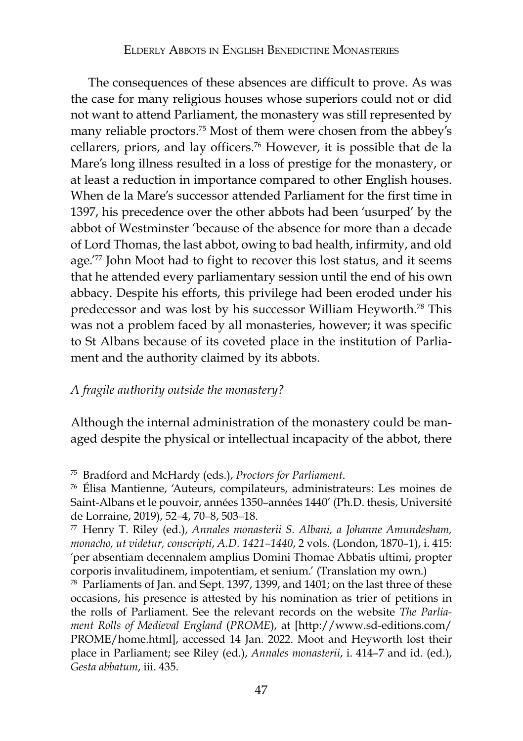The consequences of these absences are difficult to prove. As was the case for many religious houses whose superiors could not or did not want to attend Parliament, the monastery was still represented by many reliable proctors.[75] Most of them were chosen from the abbey's cellarers, priors, and lay officers.[76] However, it is possible that de la Mare's long illness resulted in a loss of prestige for the monastery, or at least a reduction in importance compared to other English houses. When de la Mare's successor attended Parliament for the first time in 1397, his precedence over the other abbots had been 'usurped' by the abbot of Westminster 'because of the absence for more than a decade of Lord Thomas, the last abbot, owing to bad health, infirmity, and old age.'[77] John Moot had to fight to recover this lost status, and it seems that he attended every parliamentary session until the end of his own abbacy. Despite his efforts, this privilege had been eroded under his predecessor and was lost by his successor William Heyworth.[78] This was not a problem faced by all monasteries, however; it was specific to St Albans because of its coveted place in the institution of Parliament and the authority claimed by its abbots.

### *A fragile authority outside the monastery?*

Although the internal administration of the monastery could be managed despite the physical or intellectual incapacity of the abbot, there

---

[75] Bradford and McHardy (eds.), *Proctors for Parliament*.

[76] Élisa Mantienne, 'Auteurs, compilateurs, administrateurs: Les moines de Saint-Albans et le pouvoir, années 1350–années 1440' (Ph.D. thesis, Université de Lorraine, 2019), 52–4, 70–8, 503–18.

[77] Henry T. Riley (ed.), *Annales monasterii S. Albani, a Johanne Amundesham, monacho, ut videtur, conscripti, A.D. 1421–1440*, 2 vols. (London, 1870–1), i. 415: 'per absentiam decennalem amplius Domini Thomae Abbatis ultimi, propter corporis invalitudinem, impotentiam, et senium.' (Translation my own.)

[78] Parliaments of Jan. and Sept. 1397, 1399, and 1401; on the last three of these occasions, his presence is attested by his nomination as trier of petitions in the rolls of Parliament. See the relevant records on the website *The Parliament Rolls of Medieval England* (*PROME*), at [http://www.sd-editions.com/PROME/home.html], accessed 14 Jan. 2022. Moot and Heyworth lost their place in Parliament; see Riley (ed.), *Annales monasterii*, i. 414–7 and id. (ed.), *Gesta abbatum*, iii. 435.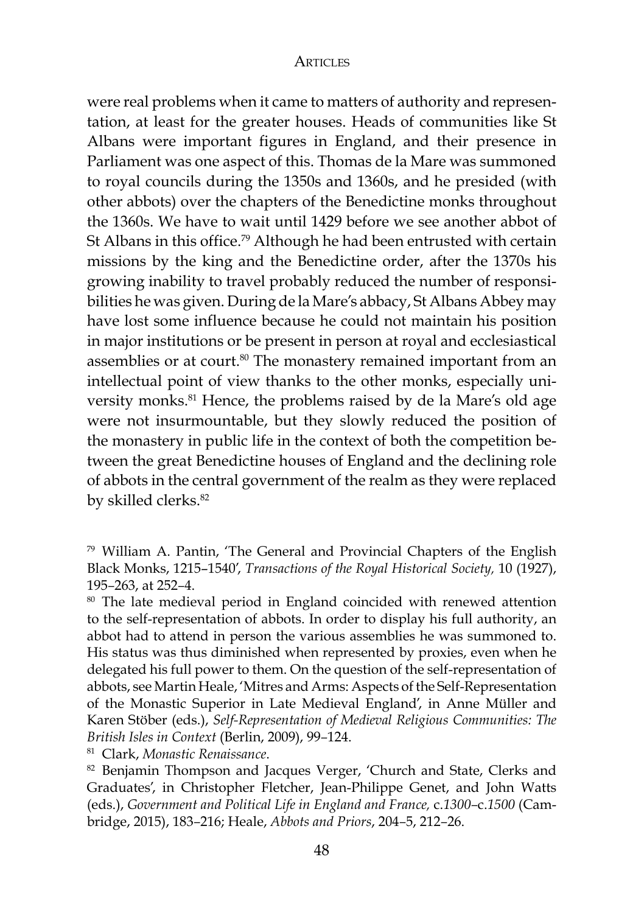were real problems when it came to matters of authority and representation, at least for the greater houses. Heads of communities like St Albans were important figures in England, and their presence in Parliament was one aspect of this. Thomas de la Mare was summoned to royal councils during the 1350s and 1360s, and he presided (with other abbots) over the chapters of the Benedictine monks throughout the 1360s. We have to wait until 1429 before we see another abbot of St Albans in this office.[79] Although he had been entrusted with certain missions by the king and the Benedictine order, after the 1370s his growing inability to travel probably reduced the number of responsibilities he was given. During de la Mare's abbacy, St Albans Abbey may have lost some influence because he could not maintain his position in major institutions or be present in person at royal and ecclesiastical assemblies or at court.[80] The monastery remained important from an intellectual point of view thanks to the other monks, especially university monks.[81] Hence, the problems raised by de la Mare's old age were not insurmountable, but they slowly reduced the position of the monastery in public life in the context of both the competition between the great Benedictine houses of England and the declining role of abbots in the central government of the realm as they were replaced by skilled clerks.[82]

[79] William A. Pantin, 'The General and Provincial Chapters of the English Black Monks, 1215–1540', *Transactions of the Royal Historical Society,* 10 (1927), 195–263, at 252–4.

[80] The late medieval period in England coincided with renewed attention to the self-representation of abbots. In order to display his full authority, an abbot had to attend in person the various assemblies he was summoned to. His status was thus diminished when represented by proxies, even when he delegated his full power to them. On the question of the self-representation of abbots, see Martin Heale, 'Mitres and Arms: Aspects of the Self-Representation of the Monastic Superior in Late Medieval England', in Anne Müller and Karen Stöber (eds.), *Self-Representation of Medieval Religious Communities: The British Isles in Context* (Berlin, 2009), 99–124.

[81] Clark, *Monastic Renaissance*.

[82] Benjamin Thompson and Jacques Verger, 'Church and State, Clerks and Graduates', in Christopher Fletcher, Jean-Philippe Genet, and John Watts (eds.), *Government and Political Life in England and France,* c.*1300*–c.*1500* (Cambridge, 2015), 183–216; Heale, *Abbots and Priors*, 204–5, 212–26.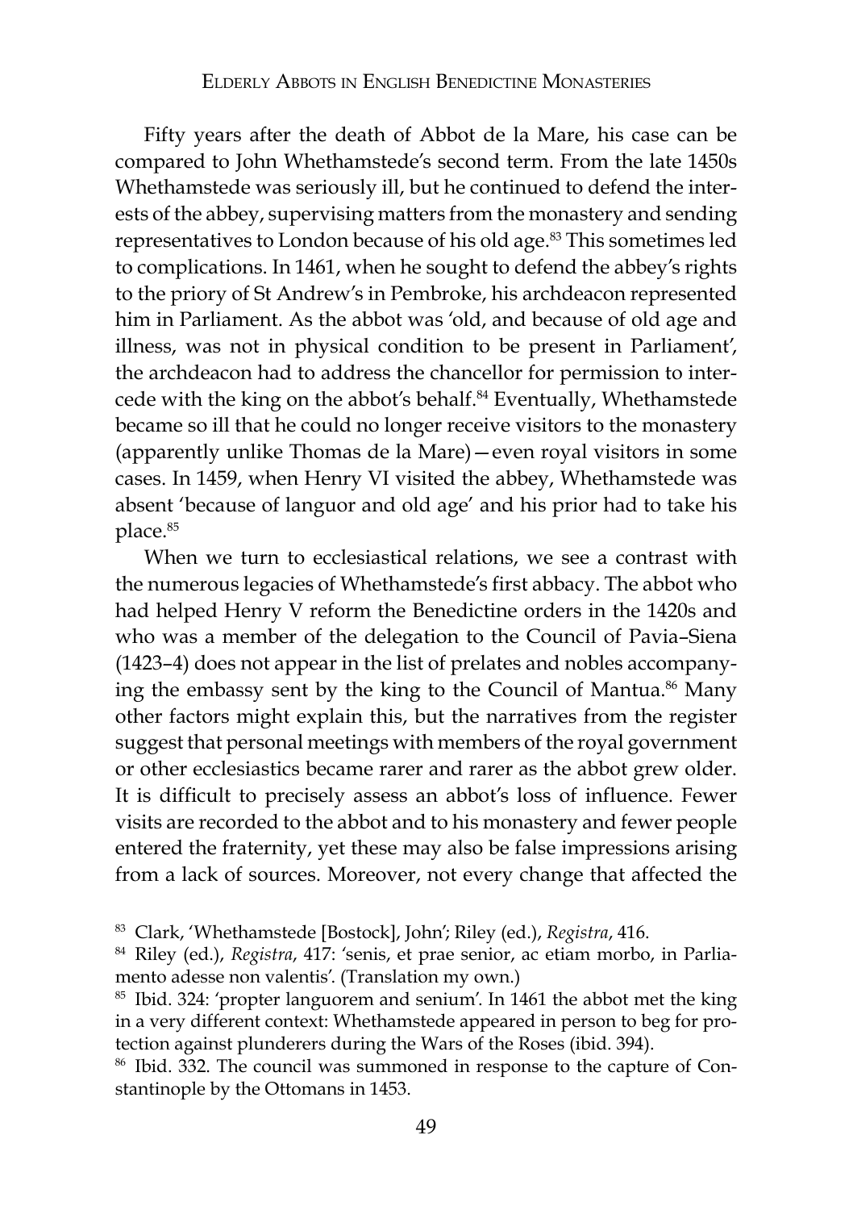Fifty years after the death of Abbot de la Mare, his case can be compared to John Whethamstede's second term. From the late 1450s Whethamstede was seriously ill, but he continued to defend the interests of the abbey, supervising matters from the monastery and sending representatives to London because of his old age.[83] This sometimes led to complications. In 1461, when he sought to defend the abbey's rights to the priory of St Andrew's in Pembroke, his archdeacon represented him in Parliament. As the abbot was 'old, and because of old age and illness, was not in physical condition to be present in Parliament', the archdeacon had to address the chancellor for permission to intercede with the king on the abbot's behalf.[84] Eventually, Whethamstede became so ill that he could no longer receive visitors to the monastery (apparently unlike Thomas de la Mare)—even royal visitors in some cases. In 1459, when Henry VI visited the abbey, Whethamstede was absent 'because of languor and old age' and his prior had to take his place.[85]

When we turn to ecclesiastical relations, we see a contrast with the numerous legacies of Whethamstede's first abbacy. The abbot who had helped Henry V reform the Benedictine orders in the 1420s and who was a member of the delegation to the Council of Pavia–Siena (1423–4) does not appear in the list of prelates and nobles accompanying the embassy sent by the king to the Council of Mantua.[86] Many other factors might explain this, but the narratives from the register suggest that personal meetings with members of the royal government or other ecclesiastics became rarer and rarer as the abbot grew older. It is difficult to precisely assess an abbot's loss of influence. Fewer visits are recorded to the abbot and to his monastery and fewer people entered the fraternity, yet these may also be false impressions arising from a lack of sources. Moreover, not every change that affected the

[83] Clark, 'Whethamstede [Bostock], John'; Riley (ed.), *Registra*, 416.

[84] Riley (ed.), *Registra*, 417: 'senis, et prae senior, ac etiam morbo, in Parliamento adesse non valentis'. (Translation my own.)

[85] Ibid. 324: 'propter languorem and senium'. In 1461 the abbot met the king in a very different context: Whethamstede appeared in person to beg for protection against plunderers during the Wars of the Roses (ibid. 394).

[86] Ibid. 332. The council was summoned in response to the capture of Constantinople by the Ottomans in 1453.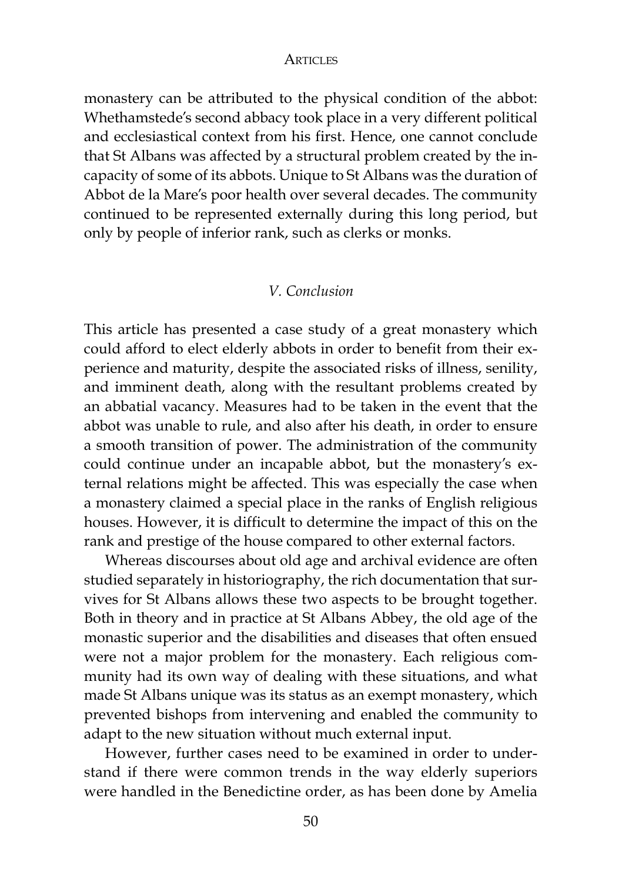monastery can be attributed to the physical condition of the abbot: Whethamstede's second abbacy took place in a very different political and ecclesiastical context from his first. Hence, one cannot conclude that St Albans was affected by a structural problem created by the incapacity of some of its abbots. Unique to St Albans was the duration of Abbot de la Mare's poor health over several decades. The community continued to be represented externally during this long period, but only by people of inferior rank, such as clerks or monks.

## *V. Conclusion*

This article has presented a case study of a great monastery which could afford to elect elderly abbots in order to benefit from their experience and maturity, despite the associated risks of illness, senility, and imminent death, along with the resultant problems created by an abbatial vacancy. Measures had to be taken in the event that the abbot was unable to rule, and also after his death, in order to ensure a smooth transition of power. The administration of the community could continue under an incapable abbot, but the monastery's external relations might be affected. This was especially the case when a monastery claimed a special place in the ranks of English religious houses. However, it is difficult to determine the impact of this on the rank and prestige of the house compared to other external factors.

Whereas discourses about old age and archival evidence are often studied separately in historiography, the rich documentation that survives for St Albans allows these two aspects to be brought together. Both in theory and in practice at St Albans Abbey, the old age of the monastic superior and the disabilities and diseases that often ensued were not a major problem for the monastery. Each religious community had its own way of dealing with these situations, and what made St Albans unique was its status as an exempt monastery, which prevented bishops from intervening and enabled the community to adapt to the new situation without much external input.

However, further cases need to be examined in order to understand if there were common trends in the way elderly superiors were handled in the Benedictine order, as has been done by Amelia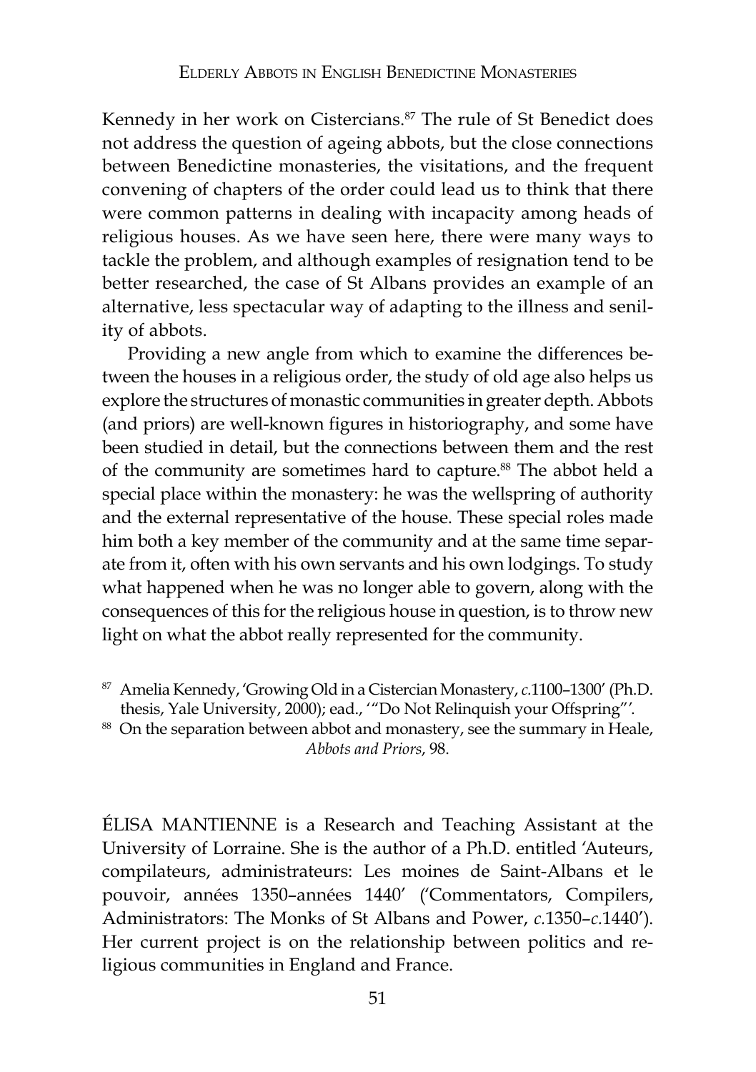Kennedy in her work on Cistercians.[87] The rule of St Benedict does not address the question of ageing abbots, but the close connections between Benedictine monasteries, the visitations, and the frequent convening of chapters of the order could lead us to think that there were common patterns in dealing with incapacity among heads of religious houses. As we have seen here, there were many ways to tackle the problem, and although examples of resignation tend to be better researched, the case of St Albans provides an example of an alternative, less spectacular way of adapting to the illness and senility of abbots.

Providing a new angle from which to examine the differences between the houses in a religious order, the study of old age also helps us explore the structures of monastic communities in greater depth. Abbots (and priors) are well-known figures in historiography, and some have been studied in detail, but the connections between them and the rest of the community are sometimes hard to capture.[88] The abbot held a special place within the monastery: he was the wellspring of authority and the external representative of the house. These special roles made him both a key member of the community and at the same time separate from it, often with his own servants and his own lodgings. To study what happened when he was no longer able to govern, along with the consequences of this for the religious house in question, is to throw new light on what the abbot really represented for the community.

[87] Amelia Kennedy, 'Growing Old in a Cistercian Monastery, *c.*1100–1300' (Ph.D. thesis, Yale University, 2000); ead., '"Do Not Relinquish your Offspring"'.

[88] On the separation between abbot and monastery, see the summary in Heale, *Abbots and Priors*, 98.

ÉLISA MANTIENNE is a Research and Teaching Assistant at the University of Lorraine. She is the author of a Ph.D. entitled 'Auteurs, compilateurs, administrateurs: Les moines de Saint-Albans et le pouvoir, années 1350–années 1440' ('Commentators, Compilers, Administrators: The Monks of St Albans and Power, *c.*1350–*c.*1440'). Her current project is on the relationship between politics and religious communities in England and France.